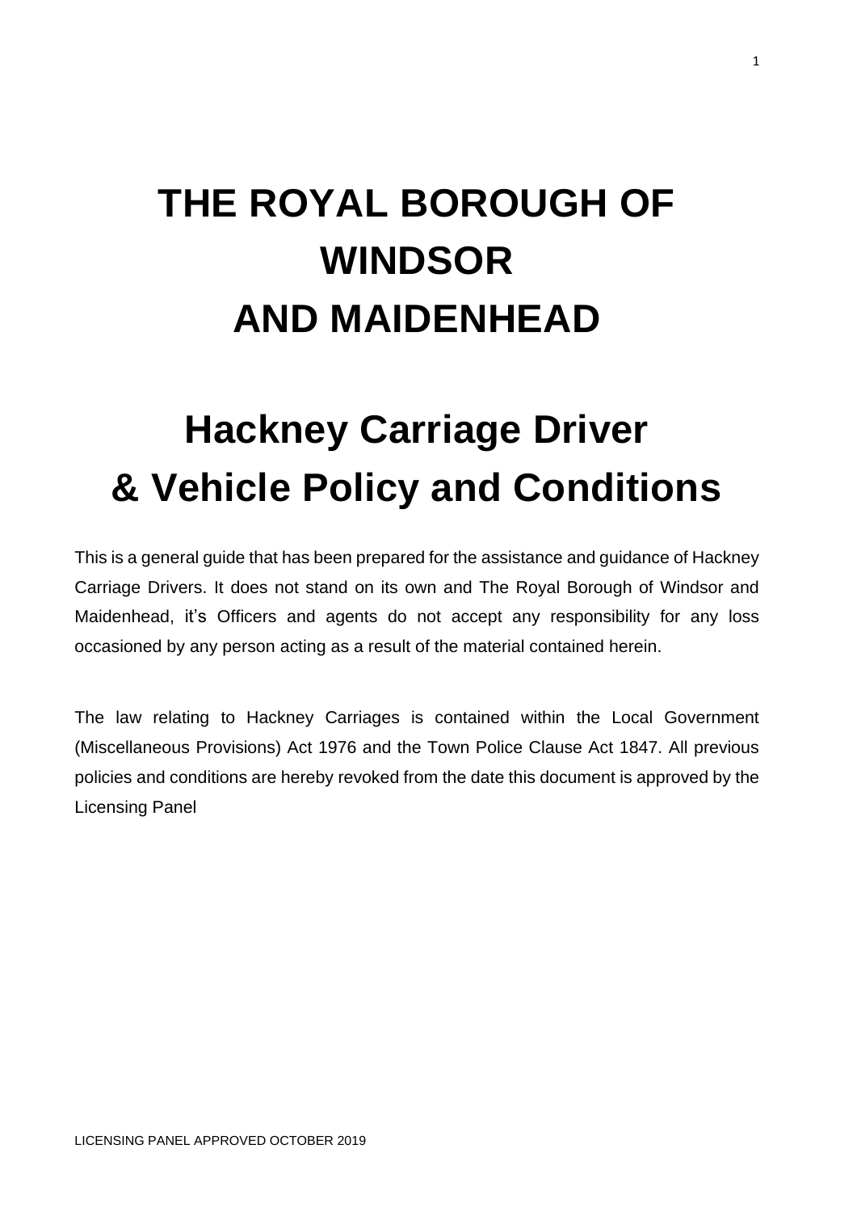# THE ROYAL BOROUGH OF WINDSOR AND MAIDENHEAD

# Hackney Carriage Driver & Vehicle Policy and Conditions

This is a general guide that has been prepared for the assistance and guidance of Hackney Carriage Drivers. It does not stand on its own and The Royal Borough of Windsor and Maidenhead, it's Officers and agents do not accept any responsibility for any loss occasioned by any person acting as a result of the material contained herein.

The law relating to Hackney Carriages is contained within the Local Government (Miscellaneous Provisions) Act 1976 and the Town Police Clause Act 1847. All previous policies and conditions are hereby revoked from the date this document is approved by the Licensing Panel

LICENSING PANEL APPROVED OCTOBER 2019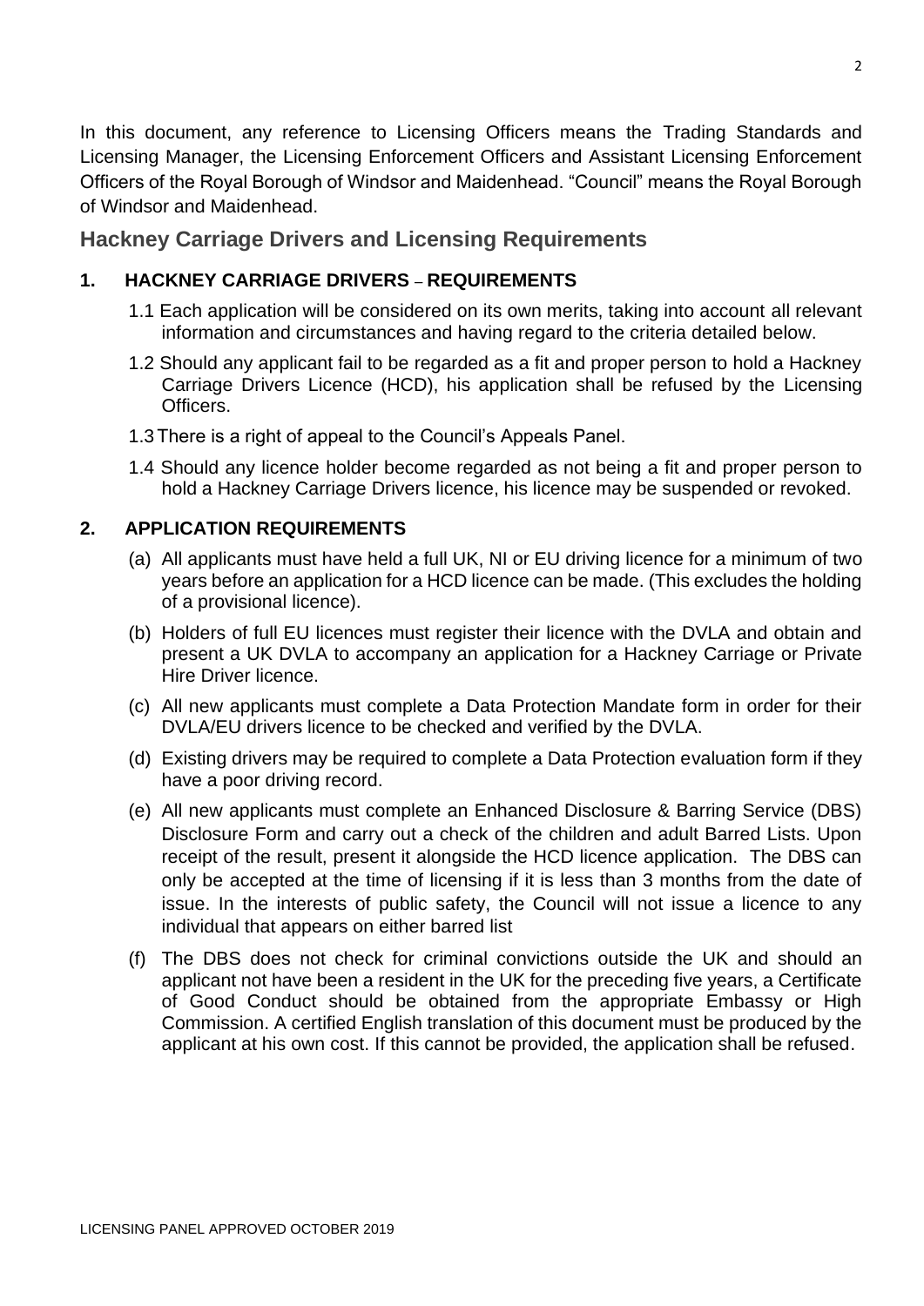In this document, any reference to Licensing Officers means the Trading Standards and Licensing Manager, the Licensing Enforcement Officers and Assistant Licensing Enforcement Officers of the Royal Borough of Windsor and Maidenhead. "Council" means the Royal Borough of Windsor and Maidenhead.

## Hackney Carriage Drivers and Licensing Requirements

### 1. HACKNEY CARRIAGE DRIVERS – REQUIREMENTS

1.1 Each application will be considered on its own merits, taking into account all relevant information and circumstances and having regard to the criteria detailed below.

1.2 Should any applicant fail to be regarded as a fit and proper person to hold a Hackney Carriage Drivers Licence (HCD), his application shall be refused by the Licensing Officers.

1.3 There is a right of appeal to the Council's Appeals Panel.

1.4 Should any licence holder become regarded as not being a fit and proper person to hold a Hackney Carriage Drivers licence, his licence may be suspended or revoked.

### 2. APPLICATION REQUIREMENTS

(a) All applicants must have held a full UK, NI or EU driving licence for a minimum of two years before an application for a HCD licence can be made. (This excludes the holding of a provisional licence).

(b) Holders of full EU licences must register their licence with the DVLA and obtain and present a UK DVLA to accompany an application for a Hackney Carriage or Private Hire Driver licence.

(c) All new applicants must complete a Data Protection Mandate form in order for their DVLA/EU drivers licence to be checked and verified by the DVLA.

(d) Existing drivers may be required to complete a Data Protection evaluation form if they have a poor driving record.

(e) All new applicants must complete an Enhanced Disclosure & Barring Service (DBS) Disclosure Form and carry out a check of the children and adult Barred Lists. Upon receipt of the result, present it alongside the HCD licence application. The DBS can only be accepted at the time of licensing if it is less than 3 months from the date of issue. In the interests of public safety, the Council will not issue a licence to any individual that appears on either barred list

(f) The DBS does not check for criminal convictions outside the UK and should an applicant not have been a resident in the UK for the preceding five years, a Certificate of Good Conduct should be obtained from the appropriate Embassy or High Commission. A certified English translation of this document must be produced by the applicant at his own cost. If this cannot be provided, the application shall be refused.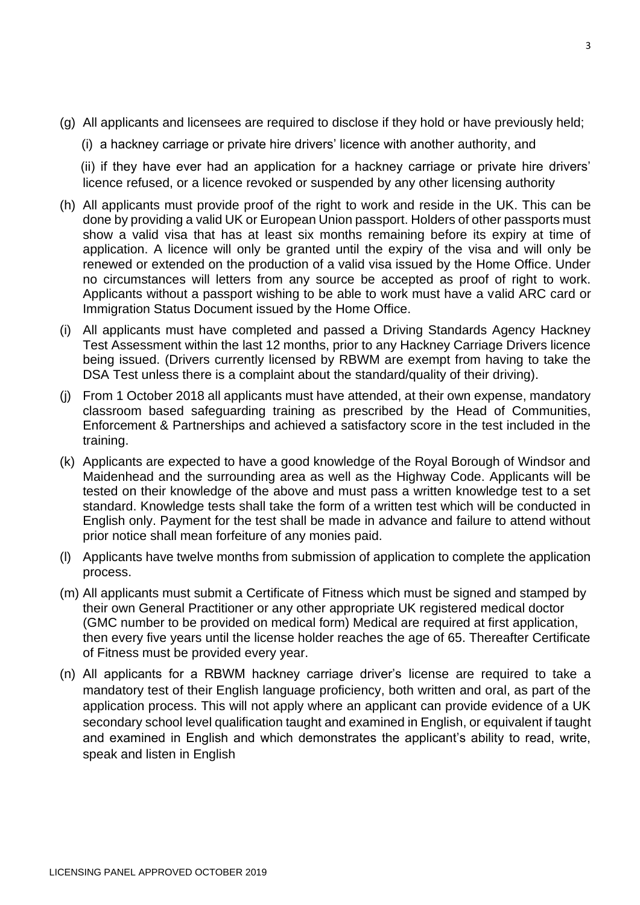(g) All applicants and licensees are required to disclose if they hold or have previously held;

(i) a hackney carriage or private hire drivers' licence with another authority, and

(ii) if they have ever had an application for a hackney carriage or private hire drivers' licence refused, or a licence revoked or suspended by any other licensing authority

(h) All applicants must provide proof of the right to work and reside in the UK. This can be done by providing a valid UK or European Union passport. Holders of other passports must show a valid visa that has at least six months remaining before its expiry at time of application. A licence will only be granted until the expiry of the visa and will only be renewed or extended on the production of a valid visa issued by the Home Office. Under no circumstances will letters from any source be accepted as proof of right to work. Applicants without a passport wishing to be able to work must have a valid ARC card or Immigration Status Document issued by the Home Office.

(i) All applicants must have completed and passed a Driving Standards Agency Hackney Test Assessment within the last 12 months, prior to any Hackney Carriage Drivers licence being issued. (Drivers currently licensed by RBWM are exempt from having to take the DSA Test unless there is a complaint about the standard/quality of their driving).

(j) From 1 October 2018 all applicants must have attended, at their own expense, mandatory classroom based safeguarding training as prescribed by the Head of Communities, Enforcement & Partnerships and achieved a satisfactory score in the test included in the training.

(k) Applicants are expected to have a good knowledge of the Royal Borough of Windsor and Maidenhead and the surrounding area as well as the Highway Code. Applicants will be tested on their knowledge of the above and must pass a written knowledge test to a set standard. Knowledge tests shall take the form of a written test which will be conducted in English only. Payment for the test shall be made in advance and failure to attend without prior notice shall mean forfeiture of any monies paid.

(l) Applicants have twelve months from submission of application to complete the application process.

(m) All applicants must submit a Certificate of Fitness which must be signed and stamped by their own General Practitioner or any other appropriate UK registered medical doctor (GMC number to be provided on medical form) Medical are required at first application, then every five years until the license holder reaches the age of 65. Thereafter Certificate of Fitness must be provided every year.

(n) All applicants for a RBWM hackney carriage driver's license are required to take a mandatory test of their English language proficiency, both written and oral, as part of the application process. This will not apply where an applicant can provide evidence of a UK secondary school level qualification taught and examined in English, or equivalent if taught and examined in English and which demonstrates the applicant's ability to read, write, speak and listen in English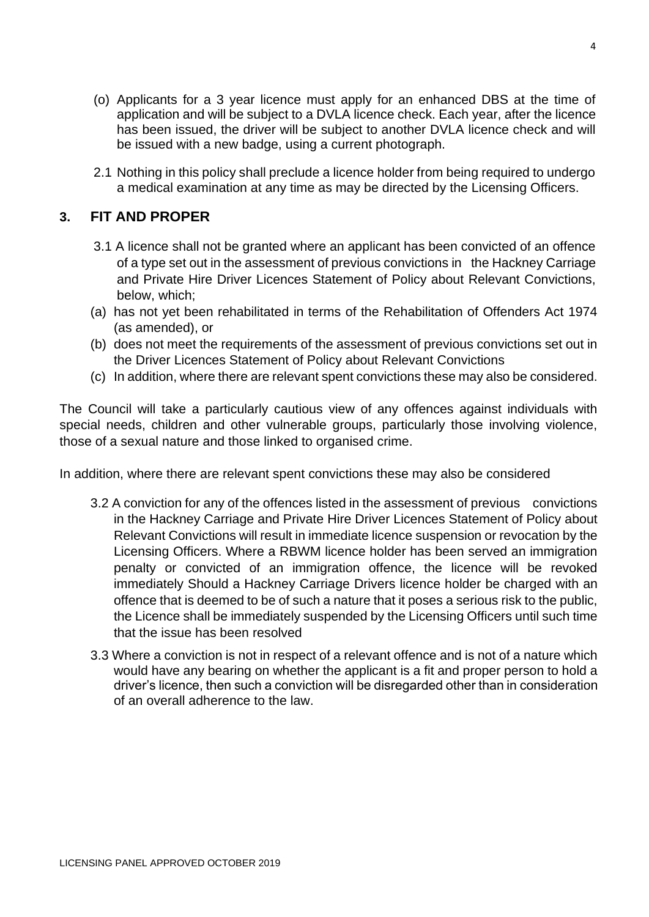(o) Applicants for a 3 year licence must apply for an enhanced DBS at the time of application and will be subject to a DVLA licence check. Each year, after the licence has been issued, the driver will be subject to another DVLA licence check and will be issued with a new badge, using a current photograph.

2.1 Nothing in this policy shall preclude a licence holder from being required to undergo a medical examination at any time as may be directed by the Licensing Officers.

## 3. FIT AND PROPER

3.1 A licence shall not be granted where an applicant has been convicted of an offence of a type set out in the assessment of previous convictions in the Hackney Carriage and Private Hire Driver Licences Statement of Policy about Relevant Convictions, below, which;

(a) has not yet been rehabilitated in terms of the Rehabilitation of Offenders Act 1974 (as amended), or

(b) does not meet the requirements of the assessment of previous convictions set out in the Driver Licences Statement of Policy about Relevant Convictions

(c) In addition, where there are relevant spent convictions these may also be considered.

The Council will take a particularly cautious view of any offences against individuals with special needs, children and other vulnerable groups, particularly those involving violence, those of a sexual nature and those linked to organised crime.

In addition, where there are relevant spent convictions these may also be considered

3.2 A conviction for any of the offences listed in the assessment of previous convictions in the Hackney Carriage and Private Hire Driver Licences Statement of Policy about Relevant Convictions will result in immediate licence suspension or revocation by the Licensing Officers. Where a RBWM licence holder has been served an immigration penalty or convicted of an immigration offence, the licence will be revoked immediately Should a Hackney Carriage Drivers licence holder be charged with an offence that is deemed to be of such a nature that it poses a serious risk to the public, the Licence shall be immediately suspended by the Licensing Officers until such time that the issue has been resolved

3.3 Where a conviction is not in respect of a relevant offence and is not of a nature which would have any bearing on whether the applicant is a fit and proper person to hold a driver's licence, then such a conviction will be disregarded other than in consideration of an overall adherence to the law.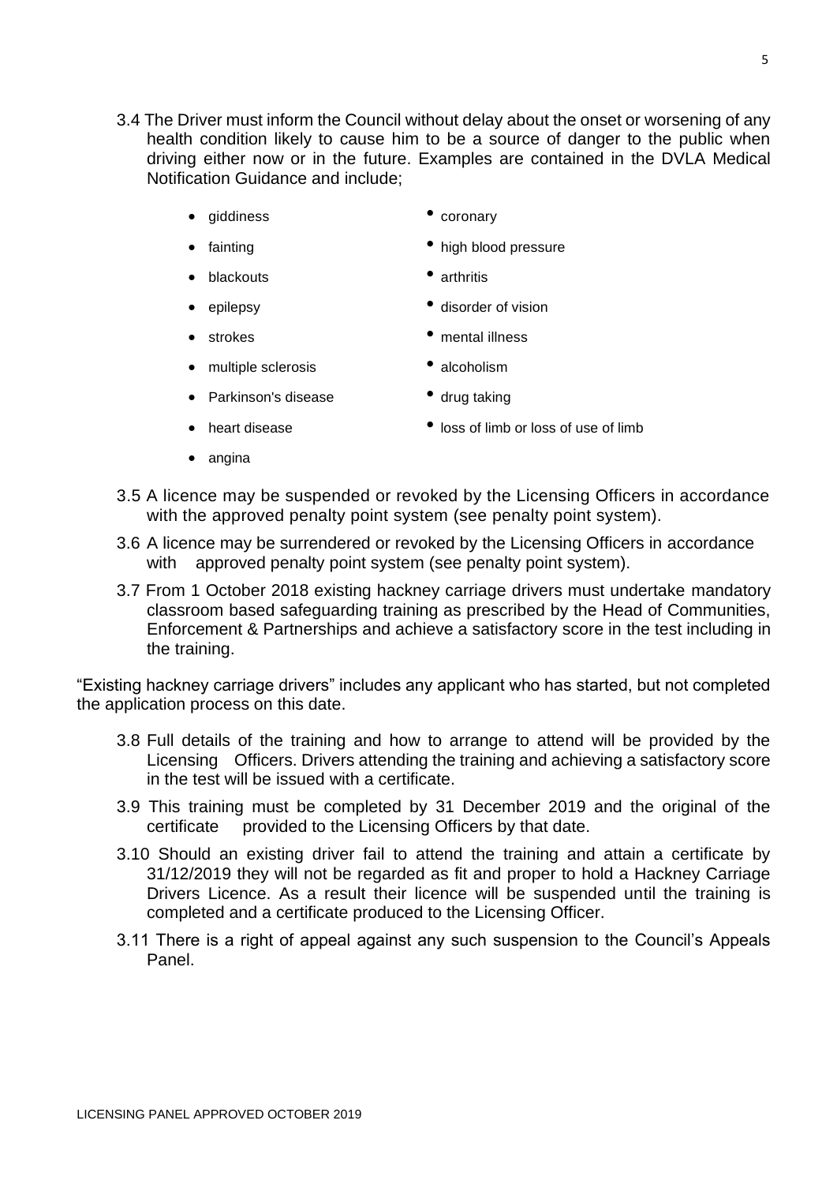3.4 The Driver must inform the Council without delay about the onset or worsening of any health condition likely to cause him to be a source of danger to the public when driving either now or in the future. Examples are contained in the DVLA Medical Notification Guidance and include;

- giddiness
- fainting
- blackouts
- epilepsy
- strokes
- multiple sclerosis
- Parkinson's disease
- heart disease
- angina
- coronary
- high blood pressure
- arthritis
- disorder of vision
- mental illness
- alcoholism
- drug taking
- loss of limb or loss of use of limb

3.5 A licence may be suspended or revoked by the Licensing Officers in accordance with the approved penalty point system (see penalty point system).

3.6 A licence may be surrendered or revoked by the Licensing Officers in accordance with approved penalty point system (see penalty point system).

3.7 From 1 October 2018 existing hackney carriage drivers must undertake mandatory classroom based safeguarding training as prescribed by the Head of Communities, Enforcement & Partnerships and achieve a satisfactory score in the test including in the training.

"Existing hackney carriage drivers" includes any applicant who has started, but not completed the application process on this date.

3.8 Full details of the training and how to arrange to attend will be provided by the Licensing Officers. Drivers attending the training and achieving a satisfactory score in the test will be issued with a certificate.

3.9 This training must be completed by 31 December 2019 and the original of the certificate provided to the Licensing Officers by that date.

3.10 Should an existing driver fail to attend the training and attain a certificate by 31/12/2019 they will not be regarded as fit and proper to hold a Hackney Carriage Drivers Licence. As a result their licence will be suspended until the training is completed and a certificate produced to the Licensing Officer.

3.11 There is a right of appeal against any such suspension to the Council's Appeals Panel.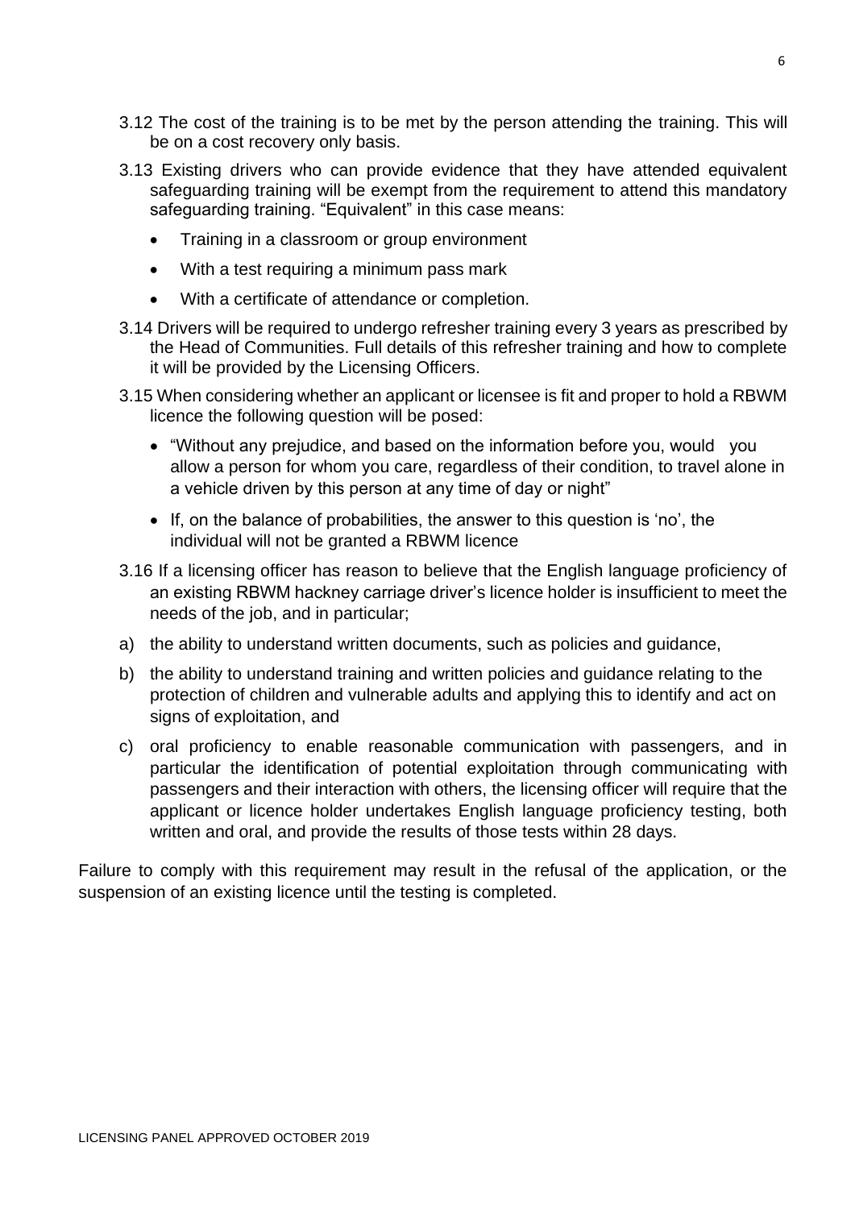3.12 The cost of the training is to be met by the person attending the training. This will be on a cost recovery only basis.

3.13 Existing drivers who can provide evidence that they have attended equivalent safeguarding training will be exempt from the requirement to attend this mandatory safeguarding training. "Equivalent" in this case means:

- Training in a classroom or group environment
- With a test requiring a minimum pass mark
- With a certificate of attendance or completion.

3.14 Drivers will be required to undergo refresher training every 3 years as prescribed by the Head of Communities. Full details of this refresher training and how to complete it will be provided by the Licensing Officers.

3.15 When considering whether an applicant or licensee is fit and proper to hold a RBWM licence the following question will be posed:

- "Without any prejudice, and based on the information before you, would you allow a person for whom you care, regardless of their condition, to travel alone in a vehicle driven by this person at any time of day or night"
- If, on the balance of probabilities, the answer to this question is 'no', the individual will not be granted a RBWM licence

3.16 If a licensing officer has reason to believe that the English language proficiency of an existing RBWM hackney carriage driver's licence holder is insufficient to meet the needs of the job, and in particular;

a) the ability to understand written documents, such as policies and guidance,

b) the ability to understand training and written policies and guidance relating to the protection of children and vulnerable adults and applying this to identify and act on signs of exploitation, and

c) oral proficiency to enable reasonable communication with passengers, and in particular the identification of potential exploitation through communicating with passengers and their interaction with others, the licensing officer will require that the applicant or licence holder undertakes English language proficiency testing, both written and oral, and provide the results of those tests within 28 days.

Failure to comply with this requirement may result in the refusal of the application, or the suspension of an existing licence until the testing is completed.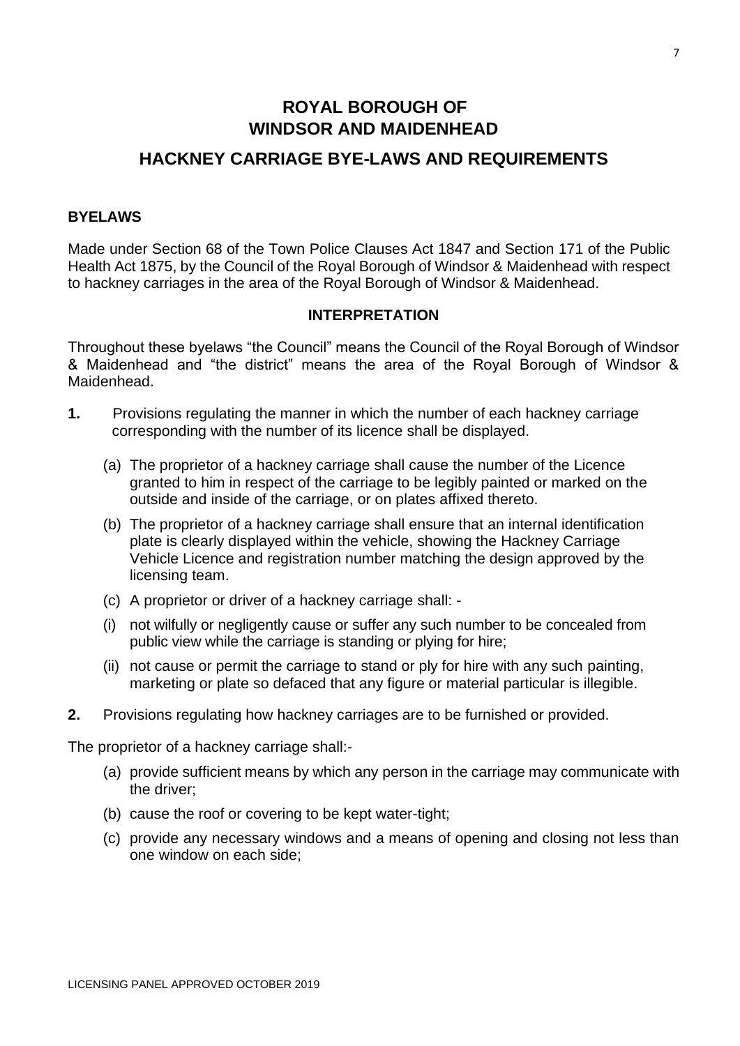# ROYAL BOROUGH OF WINDSOR AND MAIDENHEAD

## HACKNEY CARRIAGE BYE-LAWS AND REQUIREMENTS

**BYELAWS**

Made under Section 68 of the Town Police Clauses Act 1847 and Section 171 of the Public Health Act 1875, by the Council of the Royal Borough of Windsor & Maidenhead with respect to hackney carriages in the area of the Royal Borough of Windsor & Maidenhead.

**INTERPRETATION**

Throughout these byelaws "the Council" means the Council of the Royal Borough of Windsor & Maidenhead and "the district" means the area of the Royal Borough of Windsor & Maidenhead.

**1.** Provisions regulating the manner in which the number of each hackney carriage corresponding with the number of its licence shall be displayed.

(a) The proprietor of a hackney carriage shall cause the number of the Licence granted to him in respect of the carriage to be legibly painted or marked on the outside and inside of the carriage, or on plates affixed thereto.

(b) The proprietor of a hackney carriage shall ensure that an internal identification plate is clearly displayed within the vehicle, showing the Hackney Carriage Vehicle Licence and registration number matching the design approved by the licensing team.

(c) A proprietor or driver of a hackney carriage shall: -

(i) not wilfully or negligently cause or suffer any such number to be concealed from public view while the carriage is standing or plying for hire;

(ii) not cause or permit the carriage to stand or ply for hire with any such painting, marketing or plate so defaced that any figure or material particular is illegible.

**2.** Provisions regulating how hackney carriages are to be furnished or provided.

The proprietor of a hackney carriage shall:-

(a) provide sufficient means by which any person in the carriage may communicate with the driver;

(b) cause the roof or covering to be kept water-tight;

(c) provide any necessary windows and a means of opening and closing not less than one window on each side;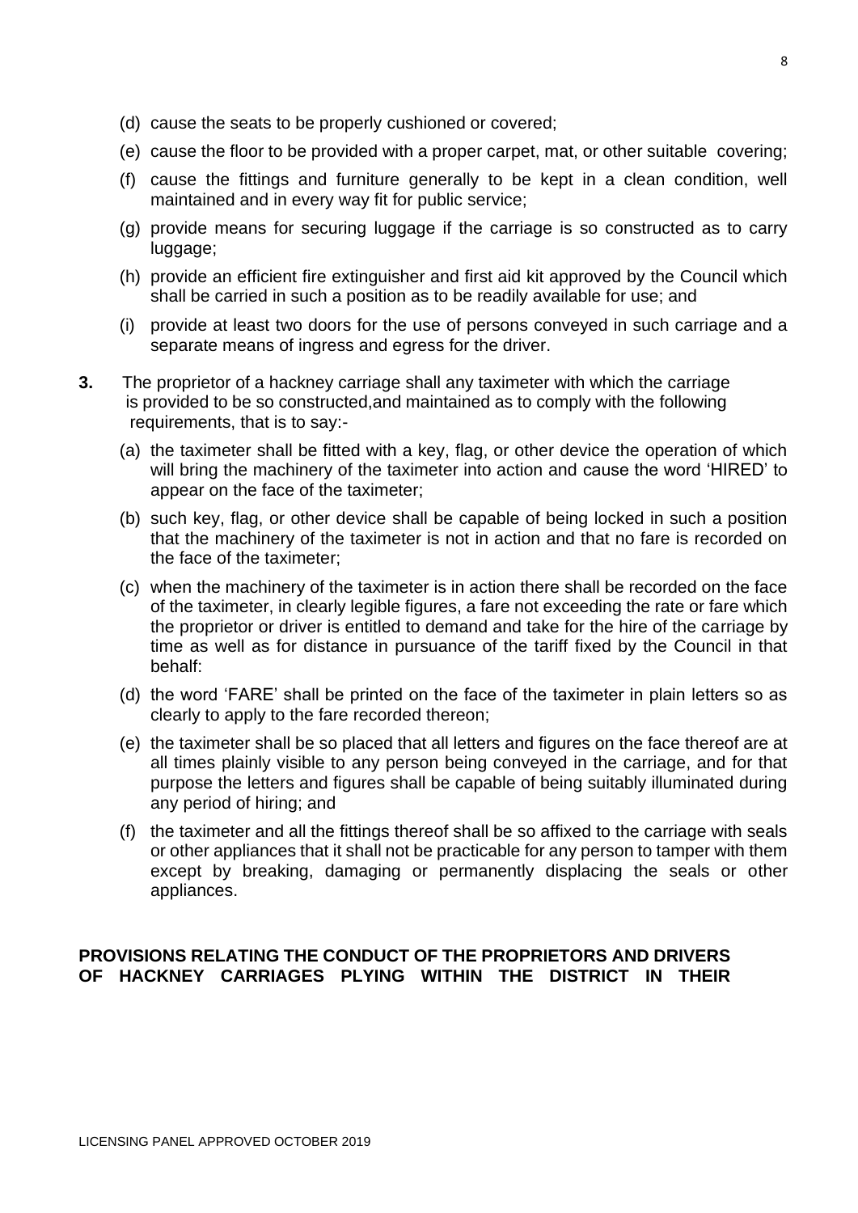(d) cause the seats to be properly cushioned or covered;

(e) cause the floor to be provided with a proper carpet, mat, or other suitable covering;

(f) cause the fittings and furniture generally to be kept in a clean condition, well maintained and in every way fit for public service;

(g) provide means for securing luggage if the carriage is so constructed as to carry luggage;

(h) provide an efficient fire extinguisher and first aid kit approved by the Council which shall be carried in such a position as to be readily available for use; and

(i) provide at least two doors for the use of persons conveyed in such carriage and a separate means of ingress and egress for the driver.

**3.** The proprietor of a hackney carriage shall any taximeter with which the carriage is provided to be so constructed,and maintained as to comply with the following requirements, that is to say:-

(a) the taximeter shall be fitted with a key, flag, or other device the operation of which will bring the machinery of the taximeter into action and cause the word 'HIRED' to appear on the face of the taximeter;

(b) such key, flag, or other device shall be capable of being locked in such a position that the machinery of the taximeter is not in action and that no fare is recorded on the face of the taximeter;

(c) when the machinery of the taximeter is in action there shall be recorded on the face of the taximeter, in clearly legible figures, a fare not exceeding the rate or fare which the proprietor or driver is entitled to demand and take for the hire of the carriage by time as well as for distance in pursuance of the tariff fixed by the Council in that behalf:

(d) the word 'FARE' shall be printed on the face of the taximeter in plain letters so as clearly to apply to the fare recorded thereon;

(e) the taximeter shall be so placed that all letters and figures on the face thereof are at all times plainly visible to any person being conveyed in the carriage, and for that purpose the letters and figures shall be capable of being suitably illuminated during any period of hiring; and

(f) the taximeter and all the fittings thereof shall be so affixed to the carriage with seals or other appliances that it shall not be practicable for any person to tamper with them except by breaking, damaging or permanently displacing the seals or other appliances.

**PROVISIONS RELATING THE CONDUCT OF THE PROPRIETORS AND DRIVERS OF HACKNEY CARRIAGES PLYING WITHIN THE DISTRICT IN THEIR**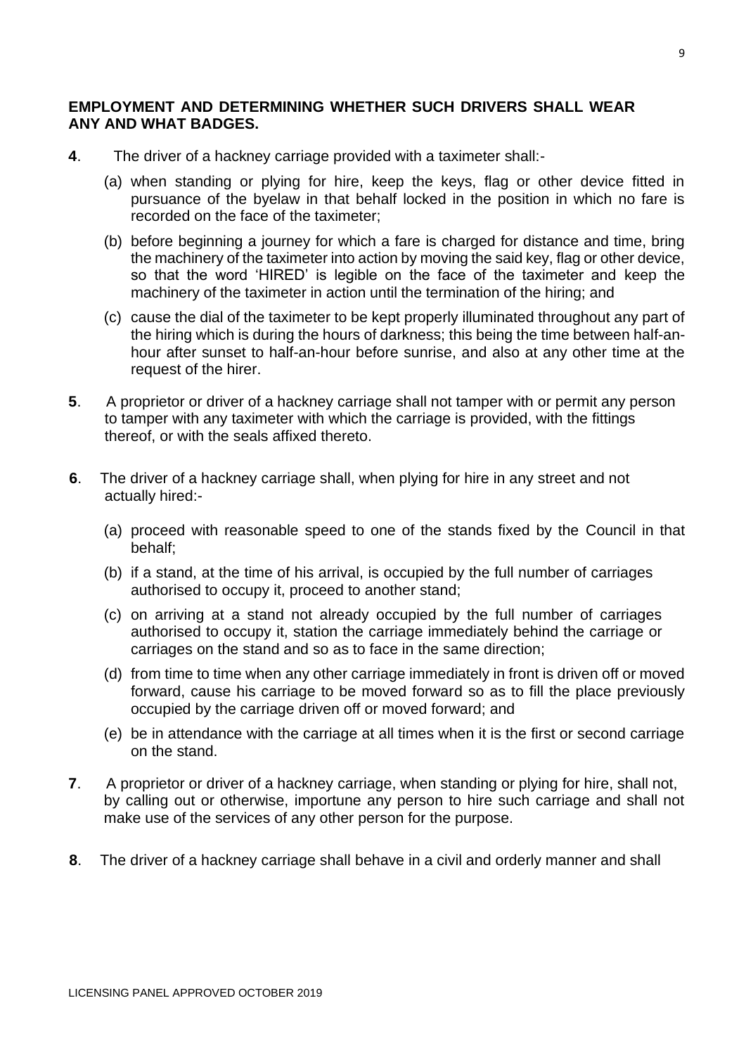**EMPLOYMENT AND DETERMINING WHETHER SUCH DRIVERS SHALL WEAR ANY AND WHAT BADGES.**

**4**. The driver of a hackney carriage provided with a taximeter shall:-

(a) when standing or plying for hire, keep the keys, flag or other device fitted in pursuance of the byelaw in that behalf locked in the position in which no fare is recorded on the face of the taximeter;

(b) before beginning a journey for which a fare is charged for distance and time, bring the machinery of the taximeter into action by moving the said key, flag or other device, so that the word 'HIRED' is legible on the face of the taximeter and keep the machinery of the taximeter in action until the termination of the hiring; and

(c) cause the dial of the taximeter to be kept properly illuminated throughout any part of the hiring which is during the hours of darkness; this being the time between half-an-hour after sunset to half-an-hour before sunrise, and also at any other time at the request of the hirer.

**5**. A proprietor or driver of a hackney carriage shall not tamper with or permit any person to tamper with any taximeter with which the carriage is provided, with the fittings thereof, or with the seals affixed thereto.

**6**. The driver of a hackney carriage shall, when plying for hire in any street and not actually hired:-

(a) proceed with reasonable speed to one of the stands fixed by the Council in that behalf;

(b) if a stand, at the time of his arrival, is occupied by the full number of carriages authorised to occupy it, proceed to another stand;

(c) on arriving at a stand not already occupied by the full number of carriages authorised to occupy it, station the carriage immediately behind the carriage or carriages on the stand and so as to face in the same direction;

(d) from time to time when any other carriage immediately in front is driven off or moved forward, cause his carriage to be moved forward so as to fill the place previously occupied by the carriage driven off or moved forward; and

(e) be in attendance with the carriage at all times when it is the first or second carriage on the stand.

**7**. A proprietor or driver of a hackney carriage, when standing or plying for hire, shall not, by calling out or otherwise, importune any person to hire such carriage and shall not make use of the services of any other person for the purpose.

**8**. The driver of a hackney carriage shall behave in a civil and orderly manner and shall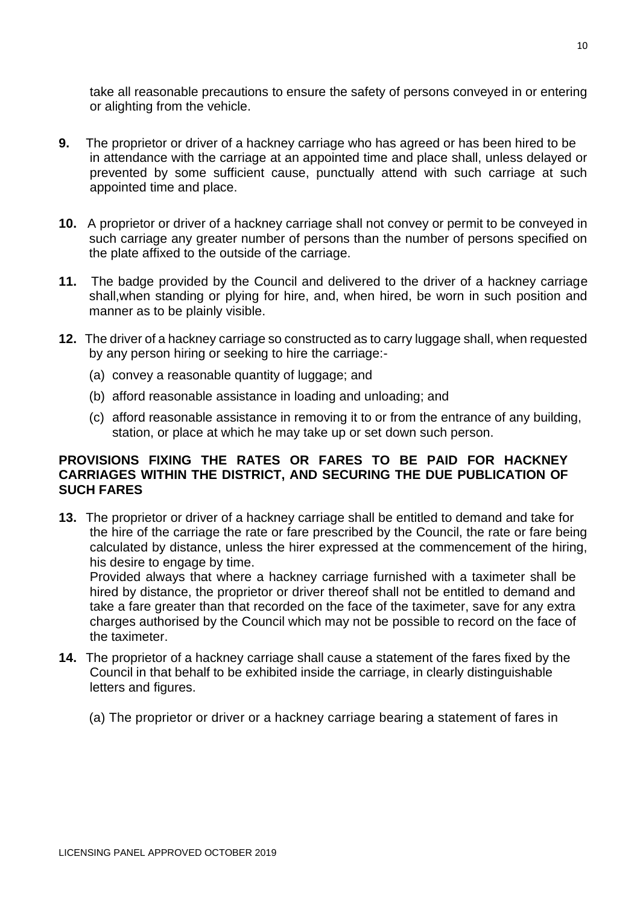take all reasonable precautions to ensure the safety of persons conveyed in or entering or alighting from the vehicle.

**9.** The proprietor or driver of a hackney carriage who has agreed or has been hired to be in attendance with the carriage at an appointed time and place shall, unless delayed or prevented by some sufficient cause, punctually attend with such carriage at such appointed time and place.

**10.** A proprietor or driver of a hackney carriage shall not convey or permit to be conveyed in such carriage any greater number of persons than the number of persons specified on the plate affixed to the outside of the carriage.

**11.** The badge provided by the Council and delivered to the driver of a hackney carriage shall,when standing or plying for hire, and, when hired, be worn in such position and manner as to be plainly visible.

**12.** The driver of a hackney carriage so constructed as to carry luggage shall, when requested by any person hiring or seeking to hire the carriage:-

(a) convey a reasonable quantity of luggage; and

(b) afford reasonable assistance in loading and unloading; and

(c) afford reasonable assistance in removing it to or from the entrance of any building, station, or place at which he may take up or set down such person.

**PROVISIONS FIXING THE RATES OR FARES TO BE PAID FOR HACKNEY CARRIAGES WITHIN THE DISTRICT, AND SECURING THE DUE PUBLICATION OF SUCH FARES**

**13.** The proprietor or driver of a hackney carriage shall be entitled to demand and take for the hire of the carriage the rate or fare prescribed by the Council, the rate or fare being calculated by distance, unless the hirer expressed at the commencement of the hiring, his desire to engage by time.

Provided always that where a hackney carriage furnished with a taximeter shall be hired by distance, the proprietor or driver thereof shall not be entitled to demand and take a fare greater than that recorded on the face of the taximeter, save for any extra charges authorised by the Council which may not be possible to record on the face of the taximeter.

**14.** The proprietor of a hackney carriage shall cause a statement of the fares fixed by the Council in that behalf to be exhibited inside the carriage, in clearly distinguishable letters and figures.

(a) The proprietor or driver or a hackney carriage bearing a statement of fares in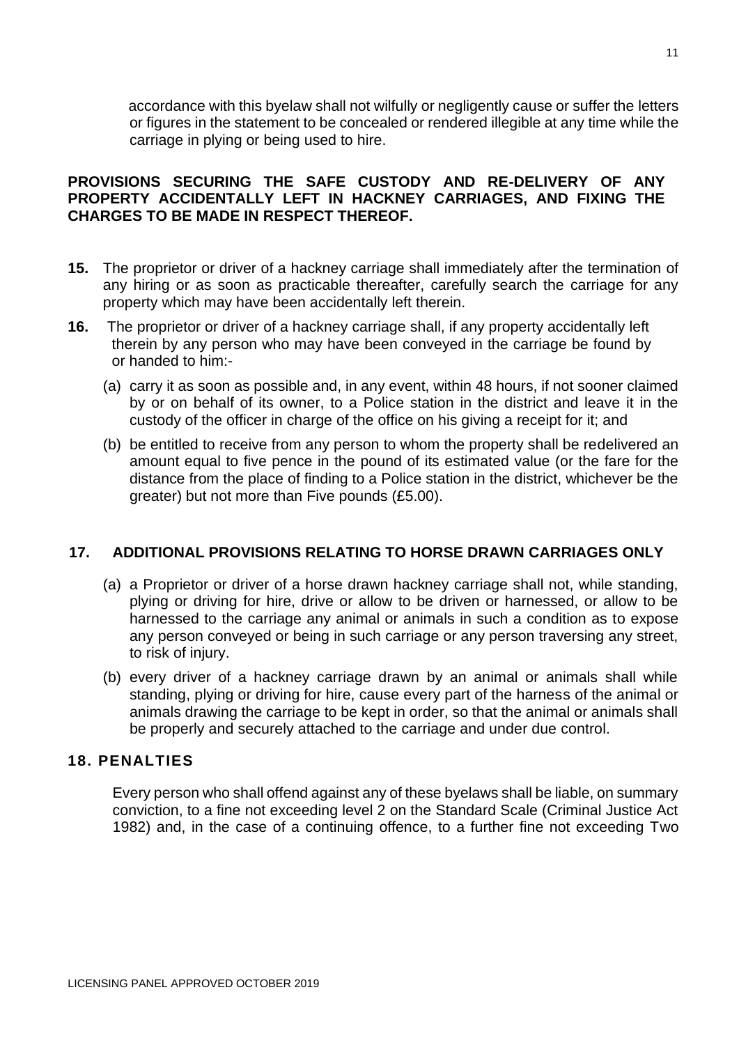accordance with this byelaw shall not wilfully or negligently cause or suffer the letters or figures in the statement to be concealed or rendered illegible at any time while the carriage in plying or being used to hire.

**PROVISIONS SECURING THE SAFE CUSTODY AND RE-DELIVERY OF ANY PROPERTY ACCIDENTALLY LEFT IN HACKNEY CARRIAGES, AND FIXING THE CHARGES TO BE MADE IN RESPECT THEREOF.**

**15.** The proprietor or driver of a hackney carriage shall immediately after the termination of any hiring or as soon as practicable thereafter, carefully search the carriage for any property which may have been accidentally left therein.

**16.** The proprietor or driver of a hackney carriage shall, if any property accidentally left therein by any person who may have been conveyed in the carriage be found by or handed to him:-

(a) carry it as soon as possible and, in any event, within 48 hours, if not sooner claimed by or on behalf of its owner, to a Police station in the district and leave it in the custody of the officer in charge of the office on his giving a receipt for it; and

(b) be entitled to receive from any person to whom the property shall be redelivered an amount equal to five pence in the pound of its estimated value (or the fare for the distance from the place of finding to a Police station in the district, whichever be the greater) but not more than Five pounds (£5.00).

**17. ADDITIONAL PROVISIONS RELATING TO HORSE DRAWN CARRIAGES ONLY**

(a) a Proprietor or driver of a horse drawn hackney carriage shall not, while standing, plying or driving for hire, drive or allow to be driven or harnessed, or allow to be harnessed to the carriage any animal or animals in such a condition as to expose any person conveyed or being in such carriage or any person traversing any street, to risk of injury.

(b) every driver of a hackney carriage drawn by an animal or animals shall while standing, plying or driving for hire, cause every part of the harness of the animal or animals drawing the carriage to be kept in order, so that the animal or animals shall be properly and securely attached to the carriage and under due control.

**18. PENALTIES**

Every person who shall offend against any of these byelaws shall be liable, on summary conviction, to a fine not exceeding level 2 on the Standard Scale (Criminal Justice Act 1982) and, in the case of a continuing offence, to a further fine not exceeding Two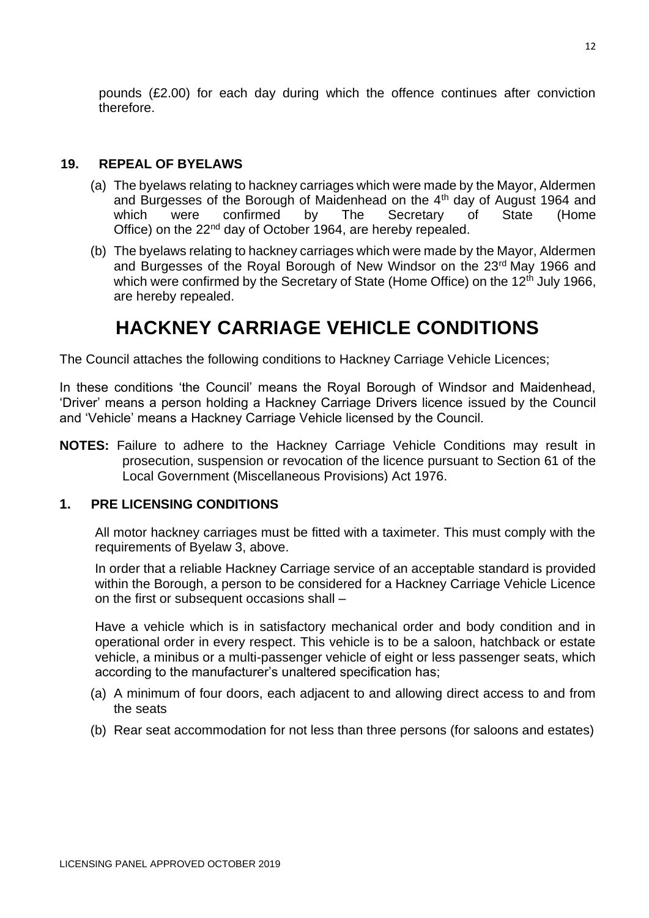pounds (£2.00) for each day during which the offence continues after conviction therefore.

## 19. REPEAL OF BYELAWS

(a) The byelaws relating to hackney carriages which were made by the Mayor, Aldermen and Burgesses of the Borough of Maidenhead on the 4th day of August 1964 and which were confirmed by The Secretary of State (Home Office) on the 22nd day of October 1964, are hereby repealed.

(b) The byelaws relating to hackney carriages which were made by the Mayor, Aldermen and Burgesses of the Royal Borough of New Windsor on the 23rd May 1966 and which were confirmed by the Secretary of State (Home Office) on the 12th July 1966, are hereby repealed.

# HACKNEY CARRIAGE VEHICLE CONDITIONS

The Council attaches the following conditions to Hackney Carriage Vehicle Licences;

In these conditions 'the Council' means the Royal Borough of Windsor and Maidenhead, 'Driver' means a person holding a Hackney Carriage Drivers licence issued by the Council and 'Vehicle' means a Hackney Carriage Vehicle licensed by the Council.

**NOTES:** Failure to adhere to the Hackney Carriage Vehicle Conditions may result in prosecution, suspension or revocation of the licence pursuant to Section 61 of the Local Government (Miscellaneous Provisions) Act 1976.

## 1. PRE LICENSING CONDITIONS

All motor hackney carriages must be fitted with a taximeter. This must comply with the requirements of Byelaw 3, above.

In order that a reliable Hackney Carriage service of an acceptable standard is provided within the Borough, a person to be considered for a Hackney Carriage Vehicle Licence on the first or subsequent occasions shall –

Have a vehicle which is in satisfactory mechanical order and body condition and in operational order in every respect. This vehicle is to be a saloon, hatchback or estate vehicle, a minibus or a multi-passenger vehicle of eight or less passenger seats, which according to the manufacturer's unaltered specification has;

(a) A minimum of four doors, each adjacent to and allowing direct access to and from the seats

(b) Rear seat accommodation for not less than three persons (for saloons and estates)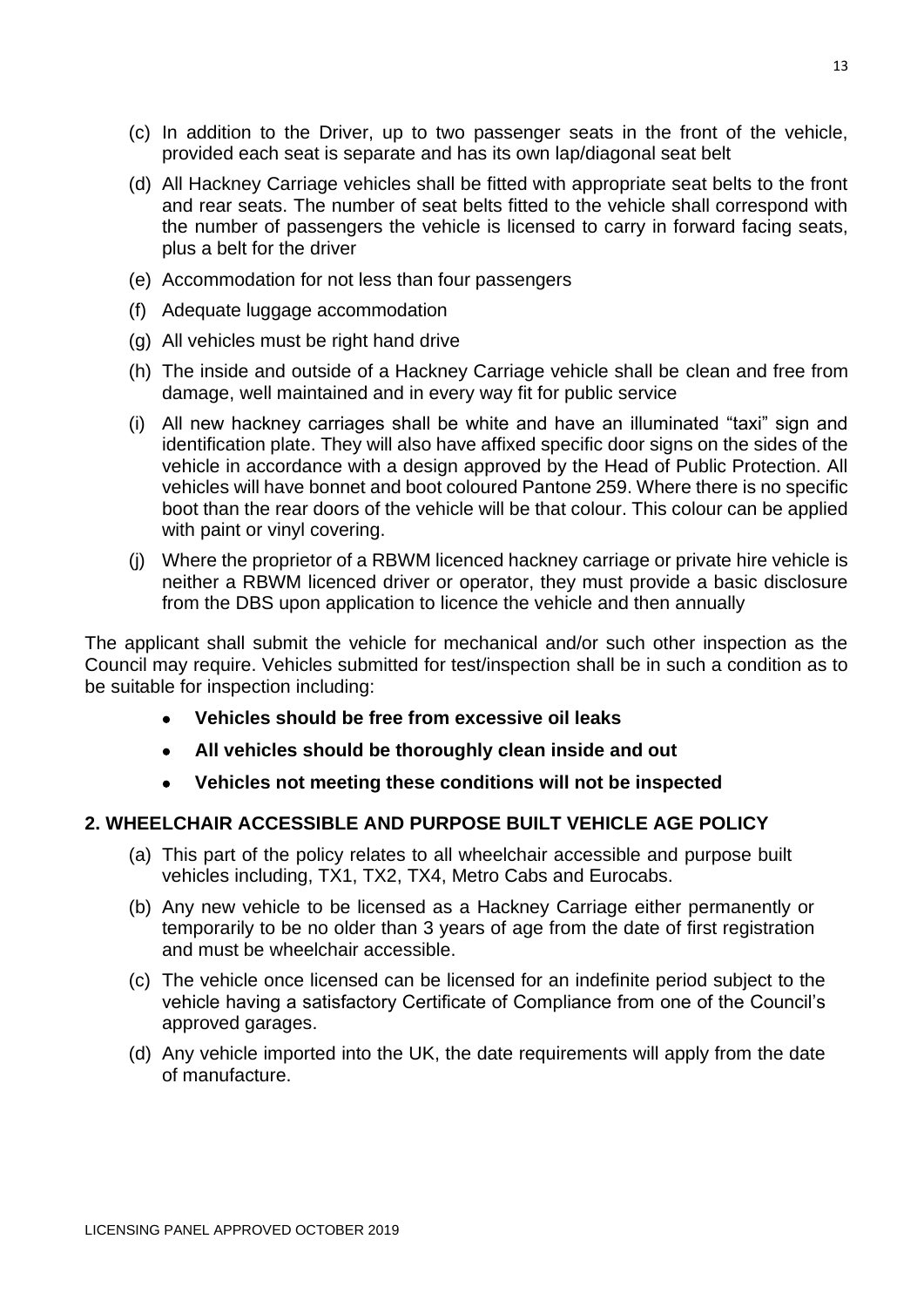(c) In addition to the Driver, up to two passenger seats in the front of the vehicle, provided each seat is separate and has its own lap/diagonal seat belt

(d) All Hackney Carriage vehicles shall be fitted with appropriate seat belts to the front and rear seats. The number of seat belts fitted to the vehicle shall correspond with the number of passengers the vehicle is licensed to carry in forward facing seats, plus a belt for the driver

(e) Accommodation for not less than four passengers

(f) Adequate luggage accommodation

(g) All vehicles must be right hand drive

(h) The inside and outside of a Hackney Carriage vehicle shall be clean and free from damage, well maintained and in every way fit for public service

(i) All new hackney carriages shall be white and have an illuminated "taxi" sign and identification plate. They will also have affixed specific door signs on the sides of the vehicle in accordance with a design approved by the Head of Public Protection. All vehicles will have bonnet and boot coloured Pantone 259. Where there is no specific boot than the rear doors of the vehicle will be that colour. This colour can be applied with paint or vinyl covering.

(j) Where the proprietor of a RBWM licenced hackney carriage or private hire vehicle is neither a RBWM licenced driver or operator, they must provide a basic disclosure from the DBS upon application to licence the vehicle and then annually

The applicant shall submit the vehicle for mechanical and/or such other inspection as the Council may require. Vehicles submitted for test/inspection shall be in such a condition as to be suitable for inspection including:

- **Vehicles should be free from excessive oil leaks**
- **All vehicles should be thoroughly clean inside and out**
- **Vehicles not meeting these conditions will not be inspected**

## 2. WHEELCHAIR ACCESSIBLE AND PURPOSE BUILT VEHICLE AGE POLICY

(a) This part of the policy relates to all wheelchair accessible and purpose built vehicles including, TX1, TX2, TX4, Metro Cabs and Eurocabs.

(b) Any new vehicle to be licensed as a Hackney Carriage either permanently or temporarily to be no older than 3 years of age from the date of first registration and must be wheelchair accessible.

(c) The vehicle once licensed can be licensed for an indefinite period subject to the vehicle having a satisfactory Certificate of Compliance from one of the Council's approved garages.

(d) Any vehicle imported into the UK, the date requirements will apply from the date of manufacture.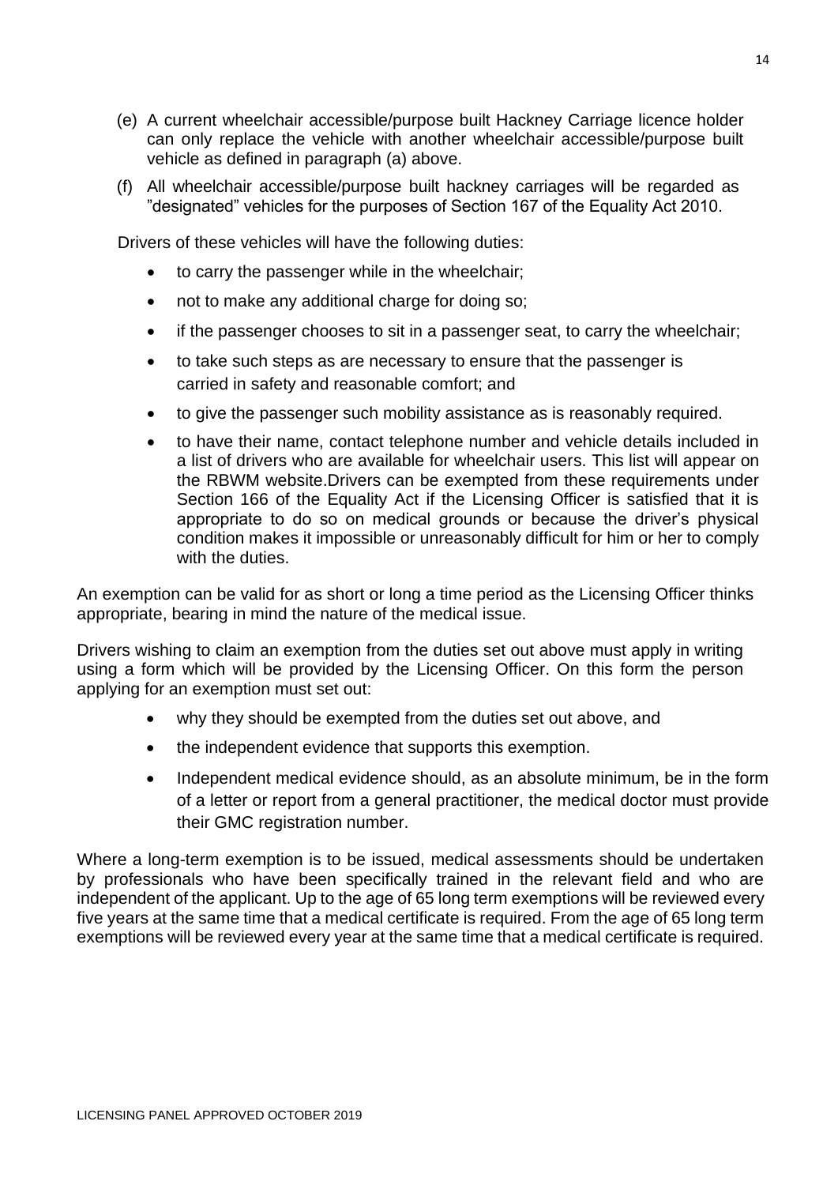(e) A current wheelchair accessible/purpose built Hackney Carriage licence holder can only replace the vehicle with another wheelchair accessible/purpose built vehicle as defined in paragraph (a) above.

(f) All wheelchair accessible/purpose built hackney carriages will be regarded as "designated" vehicles for the purposes of Section 167 of the Equality Act 2010.

Drivers of these vehicles will have the following duties:

- to carry the passenger while in the wheelchair;
- not to make any additional charge for doing so;
- if the passenger chooses to sit in a passenger seat, to carry the wheelchair;
- to take such steps as are necessary to ensure that the passenger is carried in safety and reasonable comfort; and
- to give the passenger such mobility assistance as is reasonably required.
- to have their name, contact telephone number and vehicle details included in a list of drivers who are available for wheelchair users. This list will appear on the RBWM website.Drivers can be exempted from these requirements under Section 166 of the Equality Act if the Licensing Officer is satisfied that it is appropriate to do so on medical grounds or because the driver's physical condition makes it impossible or unreasonably difficult for him or her to comply with the duties.

An exemption can be valid for as short or long a time period as the Licensing Officer thinks appropriate, bearing in mind the nature of the medical issue.

Drivers wishing to claim an exemption from the duties set out above must apply in writing using a form which will be provided by the Licensing Officer. On this form the person applying for an exemption must set out:

- why they should be exempted from the duties set out above, and
- the independent evidence that supports this exemption.
- Independent medical evidence should, as an absolute minimum, be in the form of a letter or report from a general practitioner, the medical doctor must provide their GMC registration number.

Where a long-term exemption is to be issued, medical assessments should be undertaken by professionals who have been specifically trained in the relevant field and who are independent of the applicant. Up to the age of 65 long term exemptions will be reviewed every five years at the same time that a medical certificate is required. From the age of 65 long term exemptions will be reviewed every year at the same time that a medical certificate is required.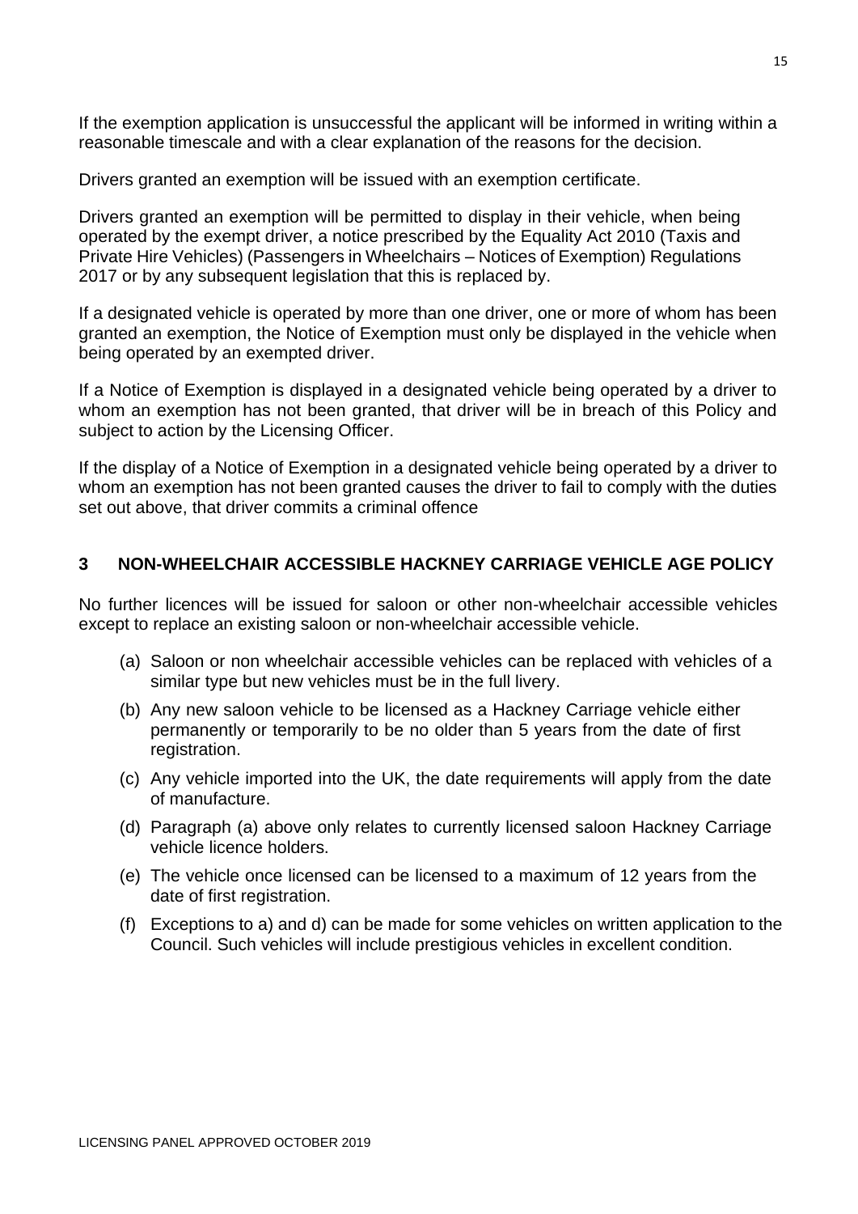If the exemption application is unsuccessful the applicant will be informed in writing within a reasonable timescale and with a clear explanation of the reasons for the decision.

Drivers granted an exemption will be issued with an exemption certificate.

Drivers granted an exemption will be permitted to display in their vehicle, when being operated by the exempt driver, a notice prescribed by the Equality Act 2010 (Taxis and Private Hire Vehicles) (Passengers in Wheelchairs – Notices of Exemption) Regulations 2017 or by any subsequent legislation that this is replaced by.

If a designated vehicle is operated by more than one driver, one or more of whom has been granted an exemption, the Notice of Exemption must only be displayed in the vehicle when being operated by an exempted driver.

If a Notice of Exemption is displayed in a designated vehicle being operated by a driver to whom an exemption has not been granted, that driver will be in breach of this Policy and subject to action by the Licensing Officer.

If the display of a Notice of Exemption in a designated vehicle being operated by a driver to whom an exemption has not been granted causes the driver to fail to comply with the duties set out above, that driver commits a criminal offence

## 3 NON-WHEELCHAIR ACCESSIBLE HACKNEY CARRIAGE VEHICLE AGE POLICY

No further licences will be issued for saloon or other non-wheelchair accessible vehicles except to replace an existing saloon or non-wheelchair accessible vehicle.

(a) Saloon or non wheelchair accessible vehicles can be replaced with vehicles of a similar type but new vehicles must be in the full livery.

(b) Any new saloon vehicle to be licensed as a Hackney Carriage vehicle either permanently or temporarily to be no older than 5 years from the date of first registration.

(c) Any vehicle imported into the UK, the date requirements will apply from the date of manufacture.

(d) Paragraph (a) above only relates to currently licensed saloon Hackney Carriage vehicle licence holders.

(e) The vehicle once licensed can be licensed to a maximum of 12 years from the date of first registration.

(f) Exceptions to a) and d) can be made for some vehicles on written application to the Council. Such vehicles will include prestigious vehicles in excellent condition.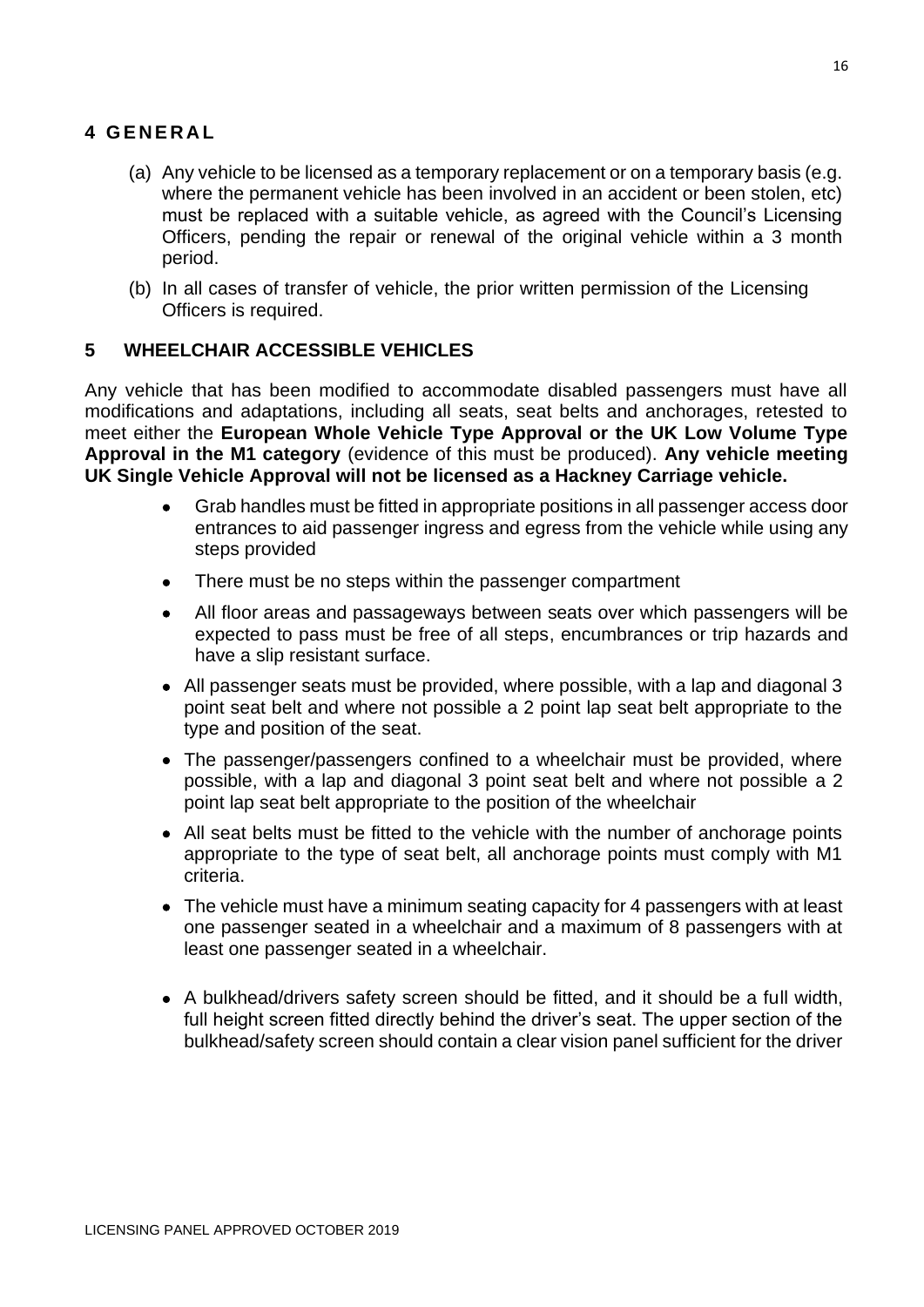## 4 GENERAL

(a) Any vehicle to be licensed as a temporary replacement or on a temporary basis (e.g. where the permanent vehicle has been involved in an accident or been stolen, etc) must be replaced with a suitable vehicle, as agreed with the Council's Licensing Officers, pending the repair or renewal of the original vehicle within a 3 month period.

(b) In all cases of transfer of vehicle, the prior written permission of the Licensing Officers is required.

## 5 WHEELCHAIR ACCESSIBLE VEHICLES

Any vehicle that has been modified to accommodate disabled passengers must have all modifications and adaptations, including all seats, seat belts and anchorages, retested to meet either the **European Whole Vehicle Type Approval or the UK Low Volume Type Approval in the M1 category** (evidence of this must be produced). **Any vehicle meeting UK Single Vehicle Approval will not be licensed as a Hackney Carriage vehicle.**

- Grab handles must be fitted in appropriate positions in all passenger access door entrances to aid passenger ingress and egress from the vehicle while using any steps provided
- There must be no steps within the passenger compartment
- All floor areas and passageways between seats over which passengers will be expected to pass must be free of all steps, encumbrances or trip hazards and have a slip resistant surface.
- All passenger seats must be provided, where possible, with a lap and diagonal 3 point seat belt and where not possible a 2 point lap seat belt appropriate to the type and position of the seat.
- The passenger/passengers confined to a wheelchair must be provided, where possible, with a lap and diagonal 3 point seat belt and where not possible a 2 point lap seat belt appropriate to the position of the wheelchair
- All seat belts must be fitted to the vehicle with the number of anchorage points appropriate to the type of seat belt, all anchorage points must comply with M1 criteria.
- The vehicle must have a minimum seating capacity for 4 passengers with at least one passenger seated in a wheelchair and a maximum of 8 passengers with at least one passenger seated in a wheelchair.
- A bulkhead/drivers safety screen should be fitted, and it should be a full width, full height screen fitted directly behind the driver's seat. The upper section of the bulkhead/safety screen should contain a clear vision panel sufficient for the driver

LICENSING PANEL APPROVED OCTOBER 2019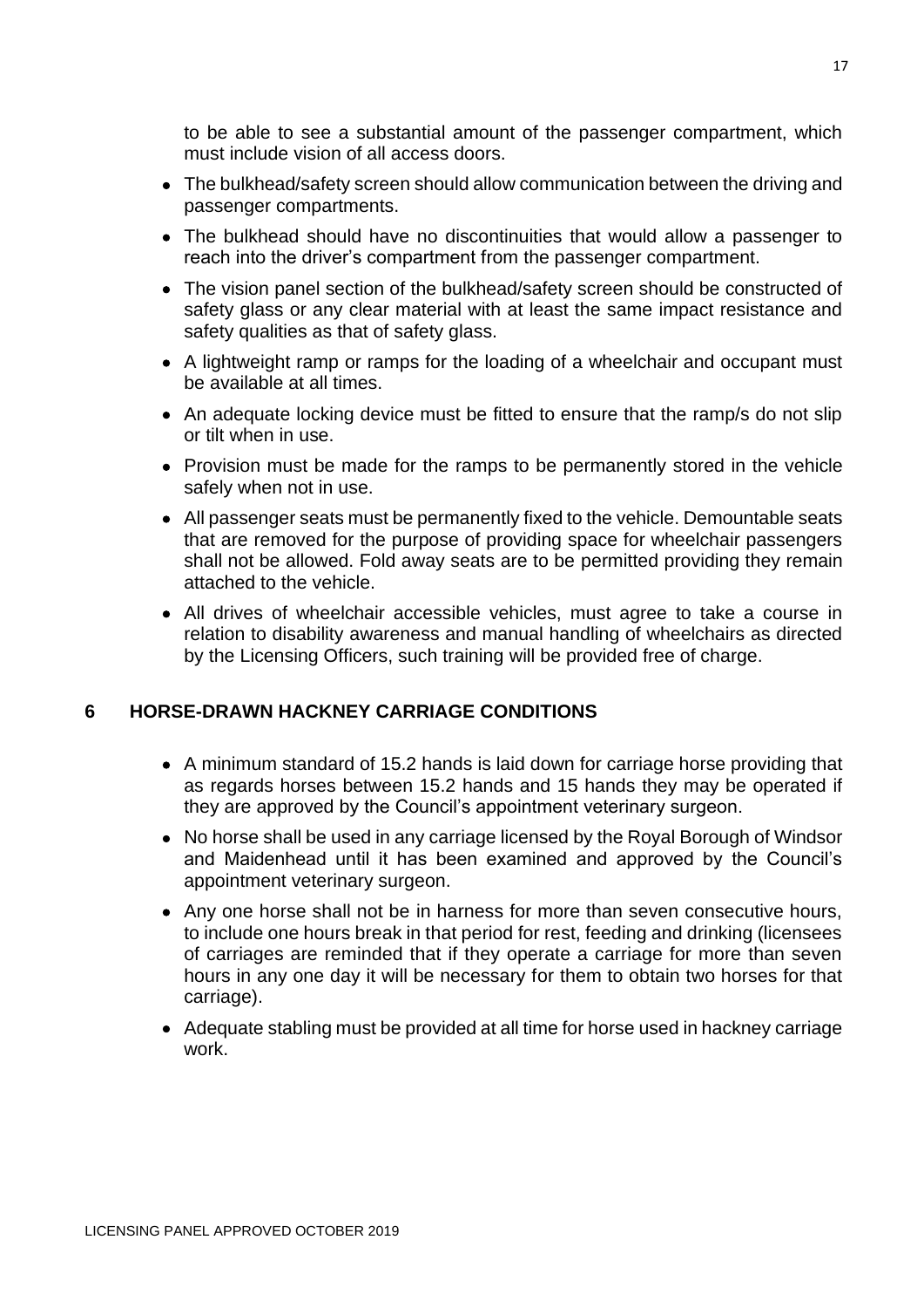to be able to see a substantial amount of the passenger compartment, which must include vision of all access doors.

- The bulkhead/safety screen should allow communication between the driving and passenger compartments.
- The bulkhead should have no discontinuities that would allow a passenger to reach into the driver's compartment from the passenger compartment.
- The vision panel section of the bulkhead/safety screen should be constructed of safety glass or any clear material with at least the same impact resistance and safety qualities as that of safety glass.
- A lightweight ramp or ramps for the loading of a wheelchair and occupant must be available at all times.
- An adequate locking device must be fitted to ensure that the ramp/s do not slip or tilt when in use.
- Provision must be made for the ramps to be permanently stored in the vehicle safely when not in use.
- All passenger seats must be permanently fixed to the vehicle. Demountable seats that are removed for the purpose of providing space for wheelchair passengers shall not be allowed. Fold away seats are to be permitted providing they remain attached to the vehicle.
- All drives of wheelchair accessible vehicles, must agree to take a course in relation to disability awareness and manual handling of wheelchairs as directed by the Licensing Officers, such training will be provided free of charge.

## 6 HORSE-DRAWN HACKNEY CARRIAGE CONDITIONS

- A minimum standard of 15.2 hands is laid down for carriage horse providing that as regards horses between 15.2 hands and 15 hands they may be operated if they are approved by the Council's appointment veterinary surgeon.
- No horse shall be used in any carriage licensed by the Royal Borough of Windsor and Maidenhead until it has been examined and approved by the Council's appointment veterinary surgeon.
- Any one horse shall not be in harness for more than seven consecutive hours, to include one hours break in that period for rest, feeding and drinking (licensees of carriages are reminded that if they operate a carriage for more than seven hours in any one day it will be necessary for them to obtain two horses for that carriage).
- Adequate stabling must be provided at all time for horse used in hackney carriage work.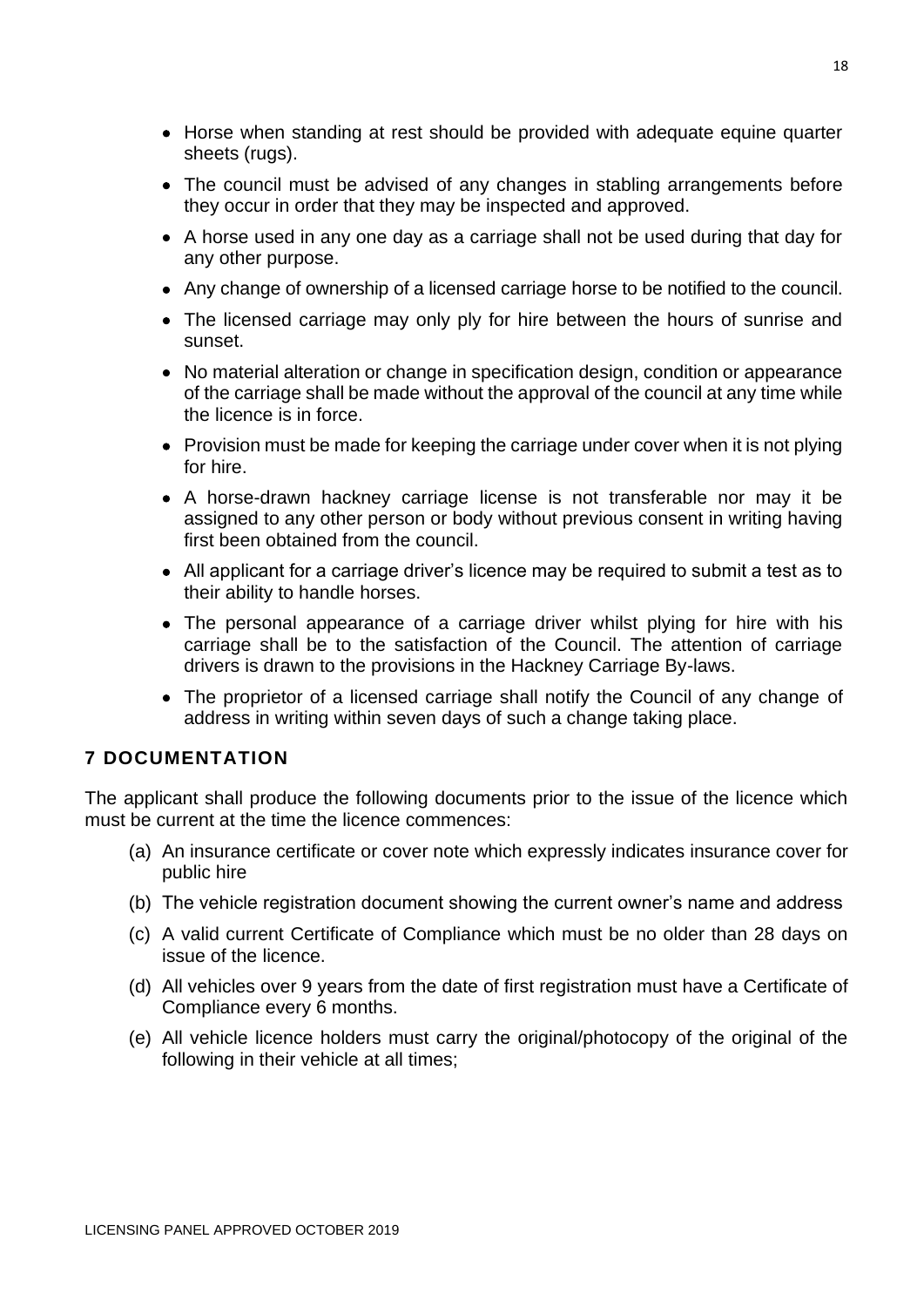- Horse when standing at rest should be provided with adequate equine quarter sheets (rugs).
- The council must be advised of any changes in stabling arrangements before they occur in order that they may be inspected and approved.
- A horse used in any one day as a carriage shall not be used during that day for any other purpose.
- Any change of ownership of a licensed carriage horse to be notified to the council.
- The licensed carriage may only ply for hire between the hours of sunrise and sunset.
- No material alteration or change in specification design, condition or appearance of the carriage shall be made without the approval of the council at any time while the licence is in force.
- Provision must be made for keeping the carriage under cover when it is not plying for hire.
- A horse-drawn hackney carriage license is not transferable nor may it be assigned to any other person or body without previous consent in writing having first been obtained from the council.
- All applicant for a carriage driver's licence may be required to submit a test as to their ability to handle horses.
- The personal appearance of a carriage driver whilst plying for hire with his carriage shall be to the satisfaction of the Council. The attention of carriage drivers is drawn to the provisions in the Hackney Carriage By-laws.
- The proprietor of a licensed carriage shall notify the Council of any change of address in writing within seven days of such a change taking place.

## 7 DOCUMENTATION

The applicant shall produce the following documents prior to the issue of the licence which must be current at the time the licence commences:

(a) An insurance certificate or cover note which expressly indicates insurance cover for public hire

(b) The vehicle registration document showing the current owner's name and address

(c) A valid current Certificate of Compliance which must be no older than 28 days on issue of the licence.

(d) All vehicles over 9 years from the date of first registration must have a Certificate of Compliance every 6 months.

(e) All vehicle licence holders must carry the original/photocopy of the original of the following in their vehicle at all times;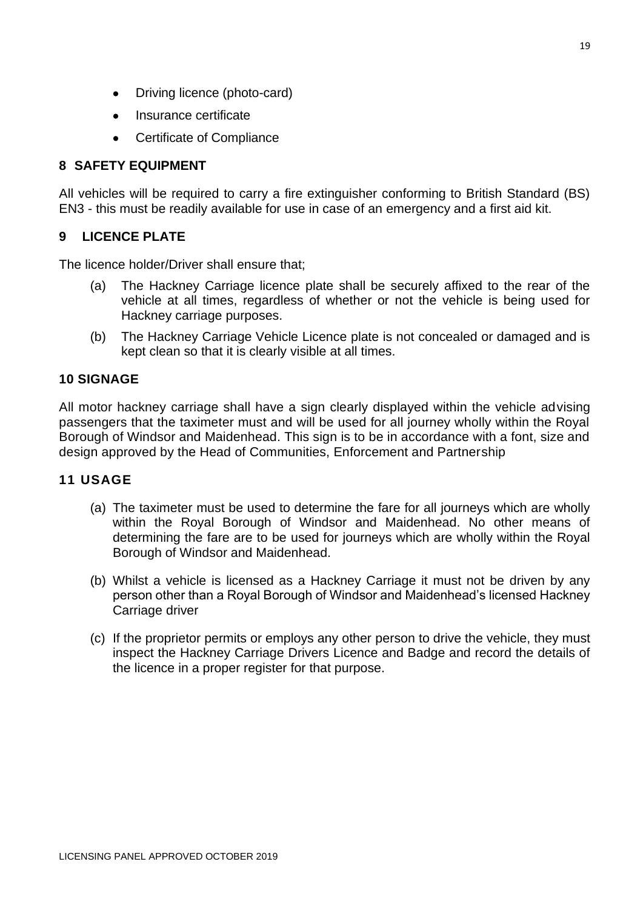- Driving licence (photo-card)
- Insurance certificate
- Certificate of Compliance

## 8 SAFETY EQUIPMENT

All vehicles will be required to carry a fire extinguisher conforming to British Standard (BS) EN3 - this must be readily available for use in case of an emergency and a first aid kit.

## 9 LICENCE PLATE

The licence holder/Driver shall ensure that;

(a) The Hackney Carriage licence plate shall be securely affixed to the rear of the vehicle at all times, regardless of whether or not the vehicle is being used for Hackney carriage purposes.

(b) The Hackney Carriage Vehicle Licence plate is not concealed or damaged and is kept clean so that it is clearly visible at all times.

## 10 SIGNAGE

All motor hackney carriage shall have a sign clearly displayed within the vehicle advising passengers that the taximeter must and will be used for all journey wholly within the Royal Borough of Windsor and Maidenhead. This sign is to be in accordance with a font, size and design approved by the Head of Communities, Enforcement and Partnership

## 11 USAGE

(a) The taximeter must be used to determine the fare for all journeys which are wholly within the Royal Borough of Windsor and Maidenhead. No other means of determining the fare are to be used for journeys which are wholly within the Royal Borough of Windsor and Maidenhead.

(b) Whilst a vehicle is licensed as a Hackney Carriage it must not be driven by any person other than a Royal Borough of Windsor and Maidenhead's licensed Hackney Carriage driver

(c) If the proprietor permits or employs any other person to drive the vehicle, they must inspect the Hackney Carriage Drivers Licence and Badge and record the details of the licence in a proper register for that purpose.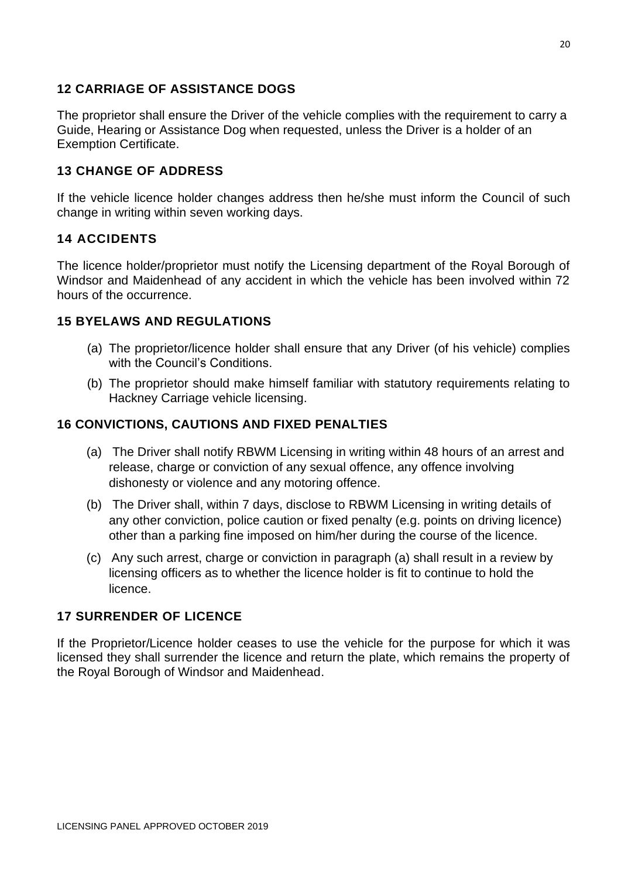## 12 CARRIAGE OF ASSISTANCE DOGS

The proprietor shall ensure the Driver of the vehicle complies with the requirement to carry a Guide, Hearing or Assistance Dog when requested, unless the Driver is a holder of an Exemption Certificate.

## 13 CHANGE OF ADDRESS

If the vehicle licence holder changes address then he/she must inform the Council of such change in writing within seven working days.

## 14 ACCIDENTS

The licence holder/proprietor must notify the Licensing department of the Royal Borough of Windsor and Maidenhead of any accident in which the vehicle has been involved within 72 hours of the occurrence.

## 15 BYELAWS AND REGULATIONS

(a) The proprietor/licence holder shall ensure that any Driver (of his vehicle) complies with the Council's Conditions.

(b) The proprietor should make himself familiar with statutory requirements relating to Hackney Carriage vehicle licensing.

## 16 CONVICTIONS, CAUTIONS AND FIXED PENALTIES

(a) The Driver shall notify RBWM Licensing in writing within 48 hours of an arrest and release, charge or conviction of any sexual offence, any offence involving dishonesty or violence and any motoring offence.

(b) The Driver shall, within 7 days, disclose to RBWM Licensing in writing details of any other conviction, police caution or fixed penalty (e.g. points on driving licence) other than a parking fine imposed on him/her during the course of the licence.

(c) Any such arrest, charge or conviction in paragraph (a) shall result in a review by licensing officers as to whether the licence holder is fit to continue to hold the licence.

## 17 SURRENDER OF LICENCE

If the Proprietor/Licence holder ceases to use the vehicle for the purpose for which it was licensed they shall surrender the licence and return the plate, which remains the property of the Royal Borough of Windsor and Maidenhead.

LICENSING PANEL APPROVED OCTOBER 2019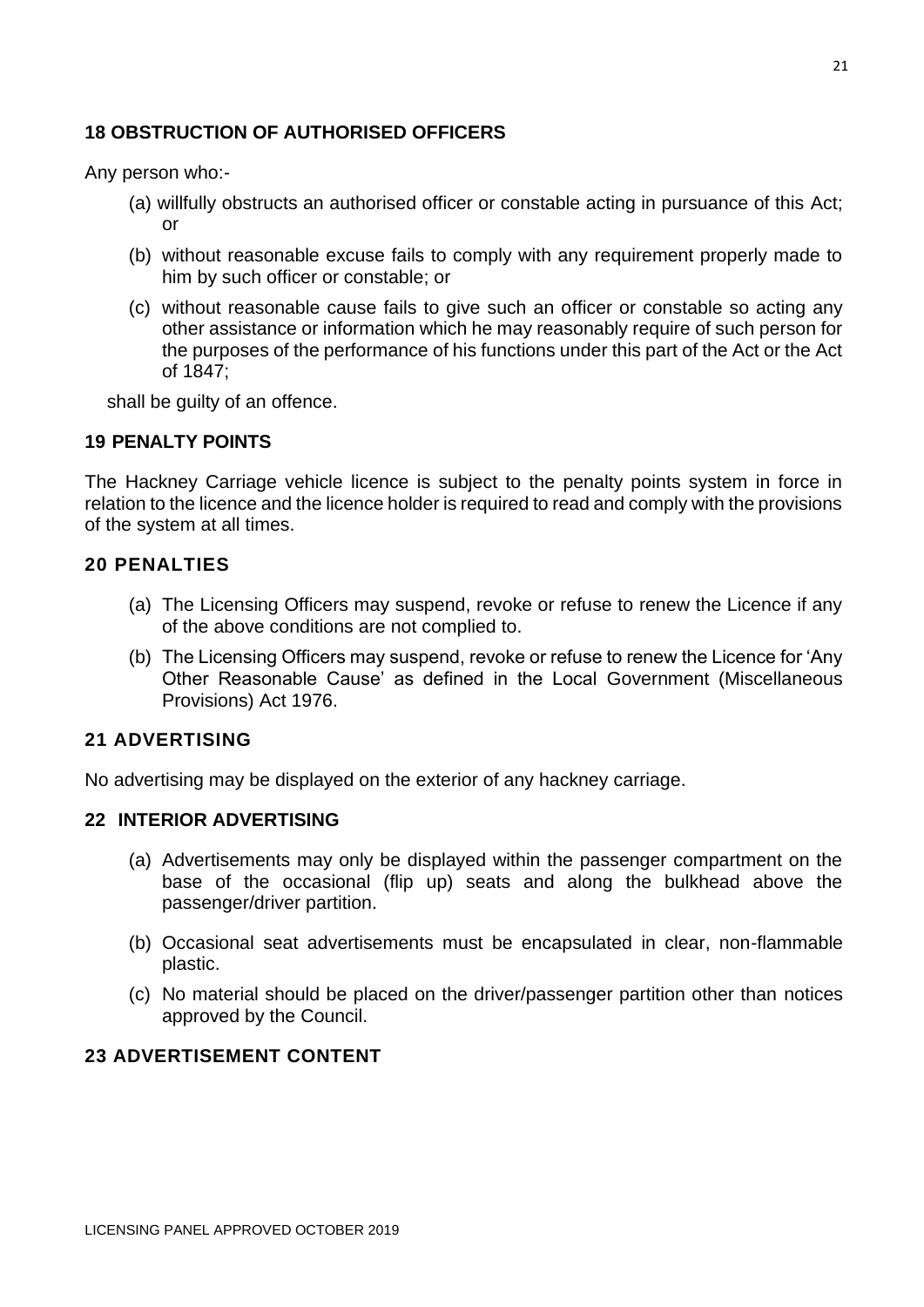## 18 OBSTRUCTION OF AUTHORISED OFFICERS

Any person who:-

(a) willfully obstructs an authorised officer or constable acting in pursuance of this Act; or

(b) without reasonable excuse fails to comply with any requirement properly made to him by such officer or constable; or

(c) without reasonable cause fails to give such an officer or constable so acting any other assistance or information which he may reasonably require of such person for the purposes of the performance of his functions under this part of the Act or the Act of 1847;

shall be guilty of an offence.

## 19 PENALTY POINTS

The Hackney Carriage vehicle licence is subject to the penalty points system in force in relation to the licence and the licence holder is required to read and comply with the provisions of the system at all times.

## 20 PENALTIES

(a) The Licensing Officers may suspend, revoke or refuse to renew the Licence if any of the above conditions are not complied to.

(b) The Licensing Officers may suspend, revoke or refuse to renew the Licence for 'Any Other Reasonable Cause' as defined in the Local Government (Miscellaneous Provisions) Act 1976.

## 21 ADVERTISING

No advertising may be displayed on the exterior of any hackney carriage.

## 22 INTERIOR ADVERTISING

(a) Advertisements may only be displayed within the passenger compartment on the base of the occasional (flip up) seats and along the bulkhead above the passenger/driver partition.

(b) Occasional seat advertisements must be encapsulated in clear, non-flammable plastic.

(c) No material should be placed on the driver/passenger partition other than notices approved by the Council.

## 23 ADVERTISEMENT CONTENT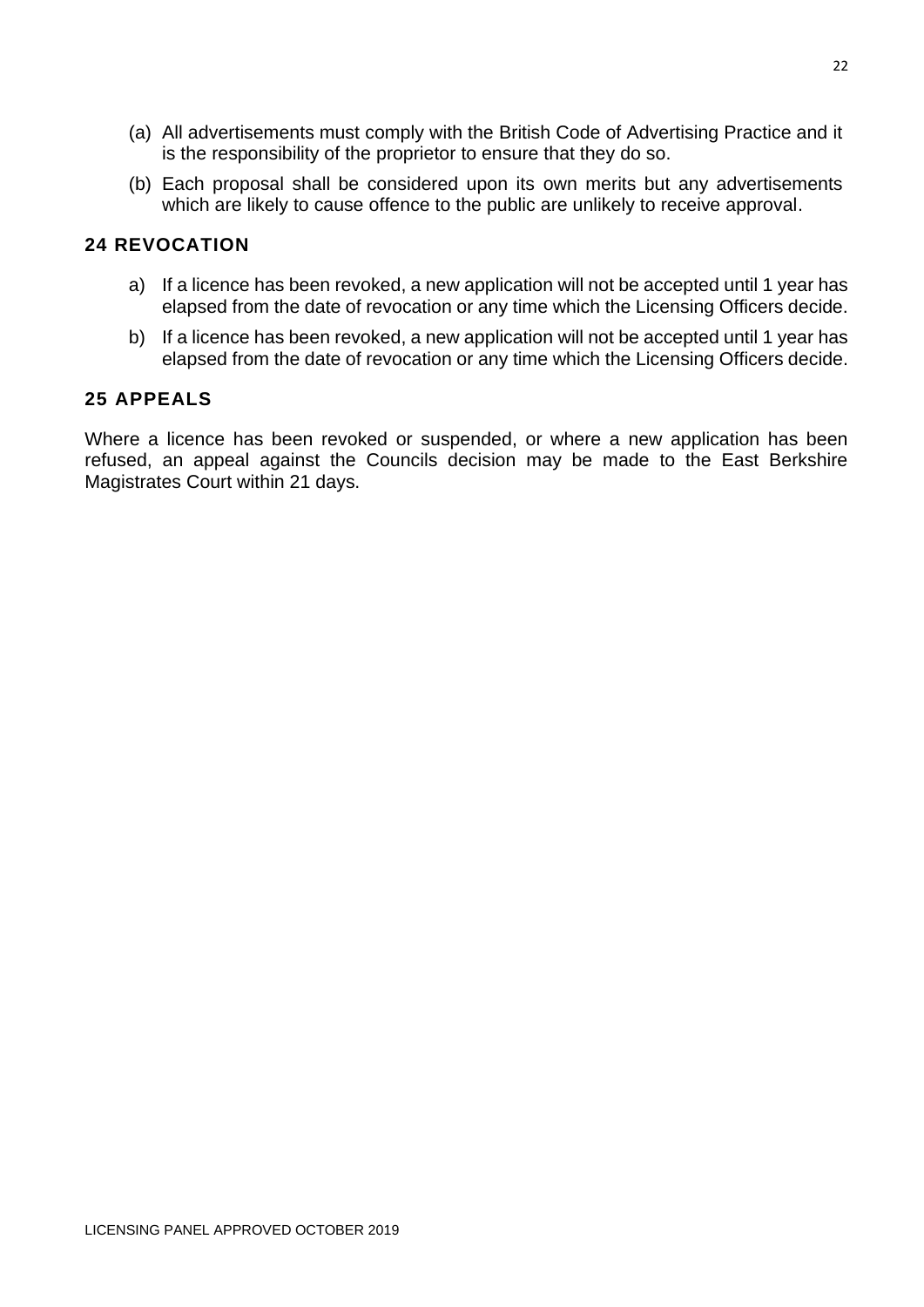(a) All advertisements must comply with the British Code of Advertising Practice and it is the responsibility of the proprietor to ensure that they do so.

(b) Each proposal shall be considered upon its own merits but any advertisements which are likely to cause offence to the public are unlikely to receive approval.

## 24 REVOCATION

a) If a licence has been revoked, a new application will not be accepted until 1 year has elapsed from the date of revocation or any time which the Licensing Officers decide.

b) If a licence has been revoked, a new application will not be accepted until 1 year has elapsed from the date of revocation or any time which the Licensing Officers decide.

## 25 APPEALS

Where a licence has been revoked or suspended, or where a new application has been refused, an appeal against the Councils decision may be made to the East Berkshire Magistrates Court within 21 days.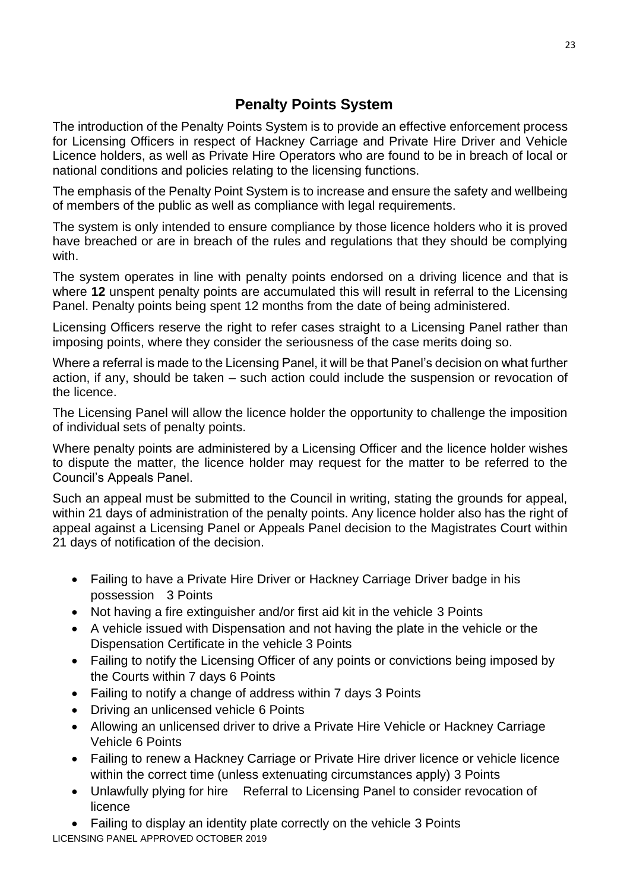## Penalty Points System

The introduction of the Penalty Points System is to provide an effective enforcement process for Licensing Officers in respect of Hackney Carriage and Private Hire Driver and Vehicle Licence holders, as well as Private Hire Operators who are found to be in breach of local or national conditions and policies relating to the licensing functions.

The emphasis of the Penalty Point System is to increase and ensure the safety and wellbeing of members of the public as well as compliance with legal requirements.

The system is only intended to ensure compliance by those licence holders who it is proved have breached or are in breach of the rules and regulations that they should be complying with.

The system operates in line with penalty points endorsed on a driving licence and that is where **12** unspent penalty points are accumulated this will result in referral to the Licensing Panel. Penalty points being spent 12 months from the date of being administered.

Licensing Officers reserve the right to refer cases straight to a Licensing Panel rather than imposing points, where they consider the seriousness of the case merits doing so.

Where a referral is made to the Licensing Panel, it will be that Panel's decision on what further action, if any, should be taken – such action could include the suspension or revocation of the licence.

The Licensing Panel will allow the licence holder the opportunity to challenge the imposition of individual sets of penalty points.

Where penalty points are administered by a Licensing Officer and the licence holder wishes to dispute the matter, the licence holder may request for the matter to be referred to the Council's Appeals Panel.

Such an appeal must be submitted to the Council in writing, stating the grounds for appeal, within 21 days of administration of the penalty points. Any licence holder also has the right of appeal against a Licensing Panel or Appeals Panel decision to the Magistrates Court within 21 days of notification of the decision.

- Failing to have a Private Hire Driver or Hackney Carriage Driver badge in his possession 3 Points
- Not having a fire extinguisher and/or first aid kit in the vehicle 3 Points
- A vehicle issued with Dispensation and not having the plate in the vehicle or the Dispensation Certificate in the vehicle 3 Points
- Failing to notify the Licensing Officer of any points or convictions being imposed by the Courts within 7 days 6 Points
- Failing to notify a change of address within 7 days 3 Points
- Driving an unlicensed vehicle 6 Points
- Allowing an unlicensed driver to drive a Private Hire Vehicle or Hackney Carriage Vehicle 6 Points
- Failing to renew a Hackney Carriage or Private Hire driver licence or vehicle licence within the correct time (unless extenuating circumstances apply) 3 Points
- Unlawfully plying for hire Referral to Licensing Panel to consider revocation of licence
- Failing to display an identity plate correctly on the vehicle 3 Points

LICENSING PANEL APPROVED OCTOBER 2019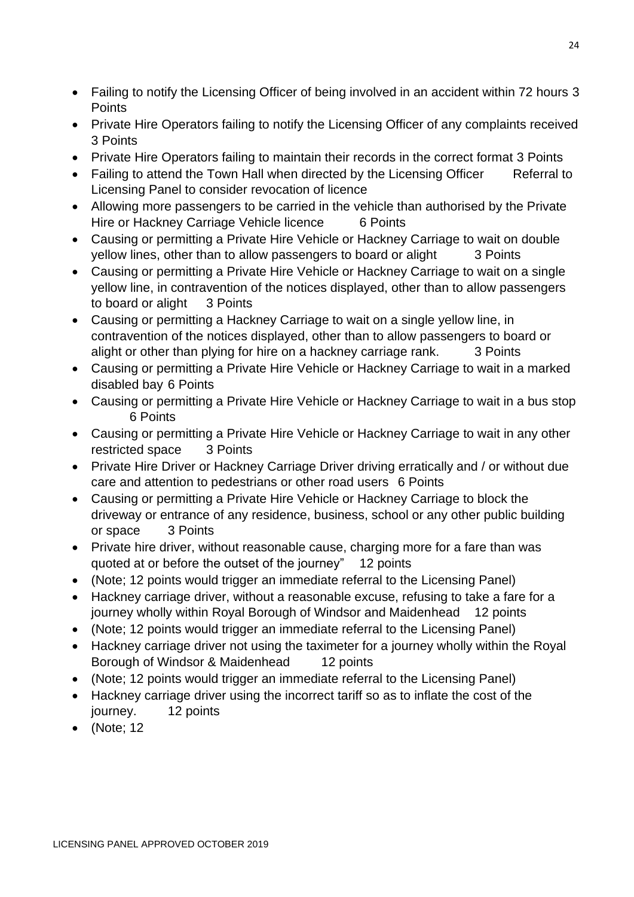- Failing to notify the Licensing Officer of being involved in an accident within 72 hours 3 Points
- Private Hire Operators failing to notify the Licensing Officer of any complaints received 3 Points
- Private Hire Operators failing to maintain their records in the correct format 3 Points
- Failing to attend the Town Hall when directed by the Licensing Officer Referral to Licensing Panel to consider revocation of licence
- Allowing more passengers to be carried in the vehicle than authorised by the Private Hire or Hackney Carriage Vehicle licence 6 Points
- Causing or permitting a Private Hire Vehicle or Hackney Carriage to wait on double yellow lines, other than to allow passengers to board or alight 3 Points
- Causing or permitting a Private Hire Vehicle or Hackney Carriage to wait on a single yellow line, in contravention of the notices displayed, other than to allow passengers to board or alight 3 Points
- Causing or permitting a Hackney Carriage to wait on a single yellow line, in contravention of the notices displayed, other than to allow passengers to board or alight or other than plying for hire on a hackney carriage rank. 3 Points
- Causing or permitting a Private Hire Vehicle or Hackney Carriage to wait in a marked disabled bay 6 Points
- Causing or permitting a Private Hire Vehicle or Hackney Carriage to wait in a bus stop 6 Points
- Causing or permitting a Private Hire Vehicle or Hackney Carriage to wait in any other restricted space 3 Points
- Private Hire Driver or Hackney Carriage Driver driving erratically and / or without due care and attention to pedestrians or other road users 6 Points
- Causing or permitting a Private Hire Vehicle or Hackney Carriage to block the driveway or entrance of any residence, business, school or any other public building or space 3 Points
- Private hire driver, without reasonable cause, charging more for a fare than was quoted at or before the outset of the journey" 12 points
- (Note; 12 points would trigger an immediate referral to the Licensing Panel)
- Hackney carriage driver, without a reasonable excuse, refusing to take a fare for a journey wholly within Royal Borough of Windsor and Maidenhead 12 points
- (Note; 12 points would trigger an immediate referral to the Licensing Panel)
- Hackney carriage driver not using the taximeter for a journey wholly within the Royal Borough of Windsor & Maidenhead 12 points
- (Note; 12 points would trigger an immediate referral to the Licensing Panel)
- Hackney carriage driver using the incorrect tariff so as to inflate the cost of the journey. 12 points
- (Note; 12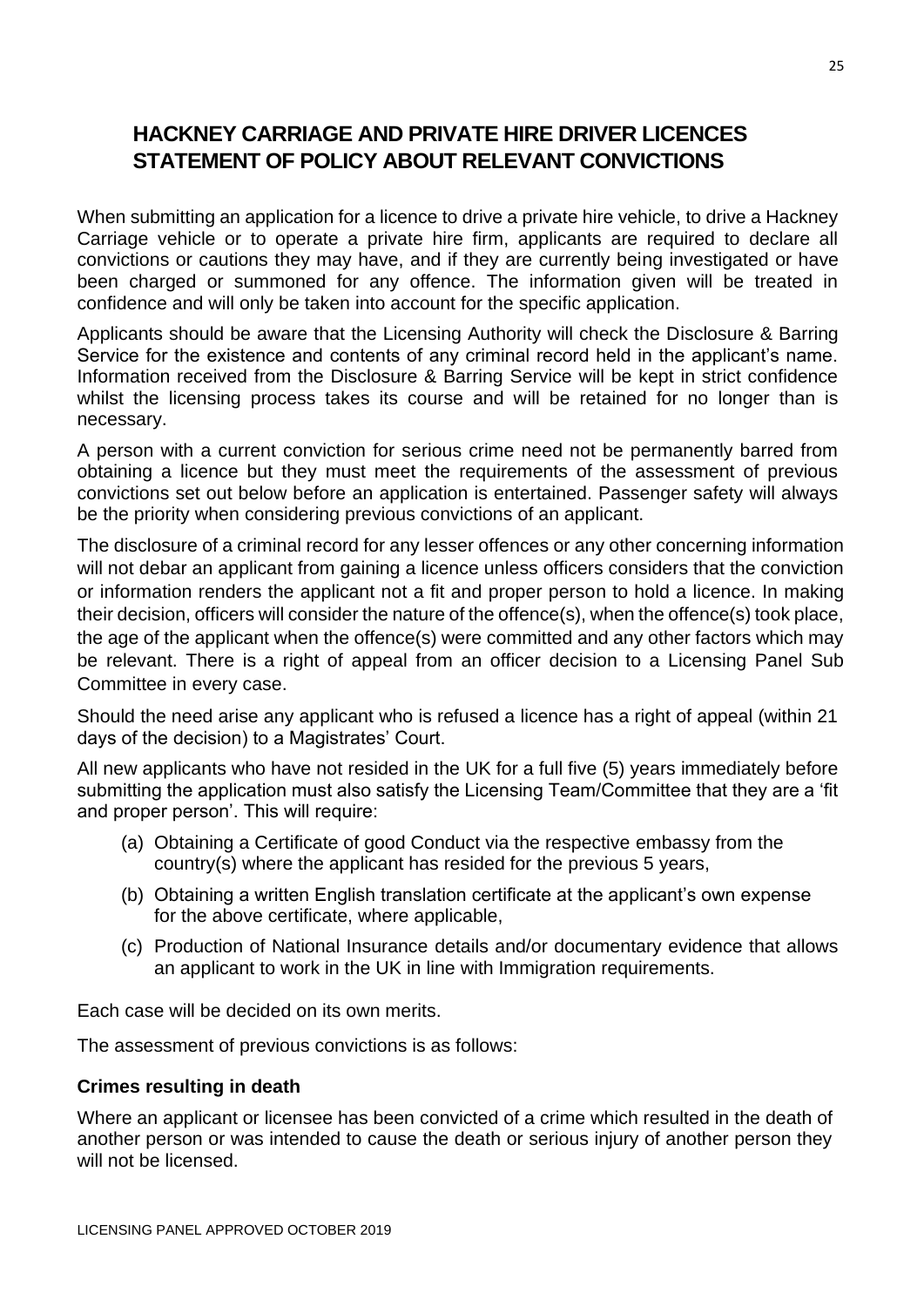# HACKNEY CARRIAGE AND PRIVATE HIRE DRIVER LICENCES STATEMENT OF POLICY ABOUT RELEVANT CONVICTIONS

When submitting an application for a licence to drive a private hire vehicle, to drive a Hackney Carriage vehicle or to operate a private hire firm, applicants are required to declare all convictions or cautions they may have, and if they are currently being investigated or have been charged or summoned for any offence. The information given will be treated in confidence and will only be taken into account for the specific application.

Applicants should be aware that the Licensing Authority will check the Disclosure & Barring Service for the existence and contents of any criminal record held in the applicant's name. Information received from the Disclosure & Barring Service will be kept in strict confidence whilst the licensing process takes its course and will be retained for no longer than is necessary.

A person with a current conviction for serious crime need not be permanently barred from obtaining a licence but they must meet the requirements of the assessment of previous convictions set out below before an application is entertained. Passenger safety will always be the priority when considering previous convictions of an applicant.

The disclosure of a criminal record for any lesser offences or any other concerning information will not debar an applicant from gaining a licence unless officers considers that the conviction or information renders the applicant not a fit and proper person to hold a licence. In making their decision, officers will consider the nature of the offence(s), when the offence(s) took place, the age of the applicant when the offence(s) were committed and any other factors which may be relevant. There is a right of appeal from an officer decision to a Licensing Panel Sub Committee in every case.

Should the need arise any applicant who is refused a licence has a right of appeal (within 21 days of the decision) to a Magistrates' Court.

All new applicants who have not resided in the UK for a full five (5) years immediately before submitting the application must also satisfy the Licensing Team/Committee that they are a 'fit and proper person'. This will require:

(a) Obtaining a Certificate of good Conduct via the respective embassy from the country(s) where the applicant has resided for the previous 5 years,

(b) Obtaining a written English translation certificate at the applicant's own expense for the above certificate, where applicable,

(c) Production of National Insurance details and/or documentary evidence that allows an applicant to work in the UK in line with Immigration requirements.

Each case will be decided on its own merits.

The assessment of previous convictions is as follows:

### Crimes resulting in death

Where an applicant or licensee has been convicted of a crime which resulted in the death of another person or was intended to cause the death or serious injury of another person they will not be licensed.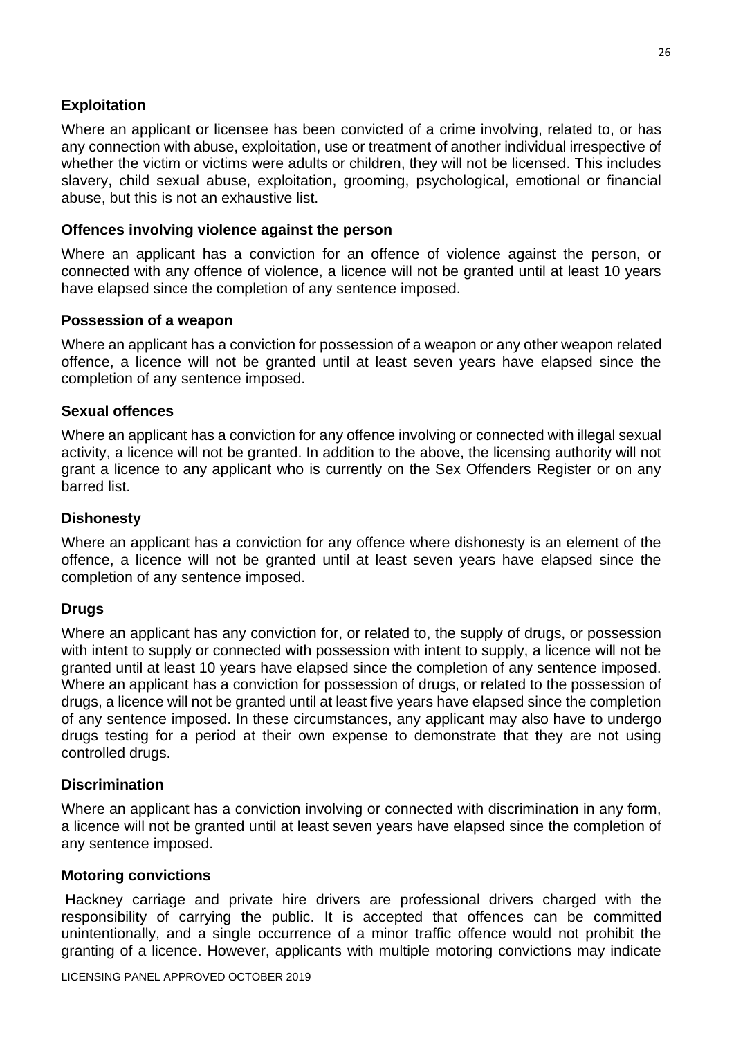**Exploitation**

Where an applicant or licensee has been convicted of a crime involving, related to, or has any connection with abuse, exploitation, use or treatment of another individual irrespective of whether the victim or victims were adults or children, they will not be licensed. This includes slavery, child sexual abuse, exploitation, grooming, psychological, emotional or financial abuse, but this is not an exhaustive list.

**Offences involving violence against the person**

Where an applicant has a conviction for an offence of violence against the person, or connected with any offence of violence, a licence will not be granted until at least 10 years have elapsed since the completion of any sentence imposed.

**Possession of a weapon**

Where an applicant has a conviction for possession of a weapon or any other weapon related offence, a licence will not be granted until at least seven years have elapsed since the completion of any sentence imposed.

**Sexual offences**

Where an applicant has a conviction for any offence involving or connected with illegal sexual activity, a licence will not be granted. In addition to the above, the licensing authority will not grant a licence to any applicant who is currently on the Sex Offenders Register or on any barred list.

**Dishonesty**

Where an applicant has a conviction for any offence where dishonesty is an element of the offence, a licence will not be granted until at least seven years have elapsed since the completion of any sentence imposed.

**Drugs**

Where an applicant has any conviction for, or related to, the supply of drugs, or possession with intent to supply or connected with possession with intent to supply, a licence will not be granted until at least 10 years have elapsed since the completion of any sentence imposed. Where an applicant has a conviction for possession of drugs, or related to the possession of drugs, a licence will not be granted until at least five years have elapsed since the completion of any sentence imposed. In these circumstances, any applicant may also have to undergo drugs testing for a period at their own expense to demonstrate that they are not using controlled drugs.

**Discrimination**

Where an applicant has a conviction involving or connected with discrimination in any form, a licence will not be granted until at least seven years have elapsed since the completion of any sentence imposed.

**Motoring convictions**

Hackney carriage and private hire drivers are professional drivers charged with the responsibility of carrying the public. It is accepted that offences can be committed unintentionally, and a single occurrence of a minor traffic offence would not prohibit the granting of a licence. However, applicants with multiple motoring convictions may indicate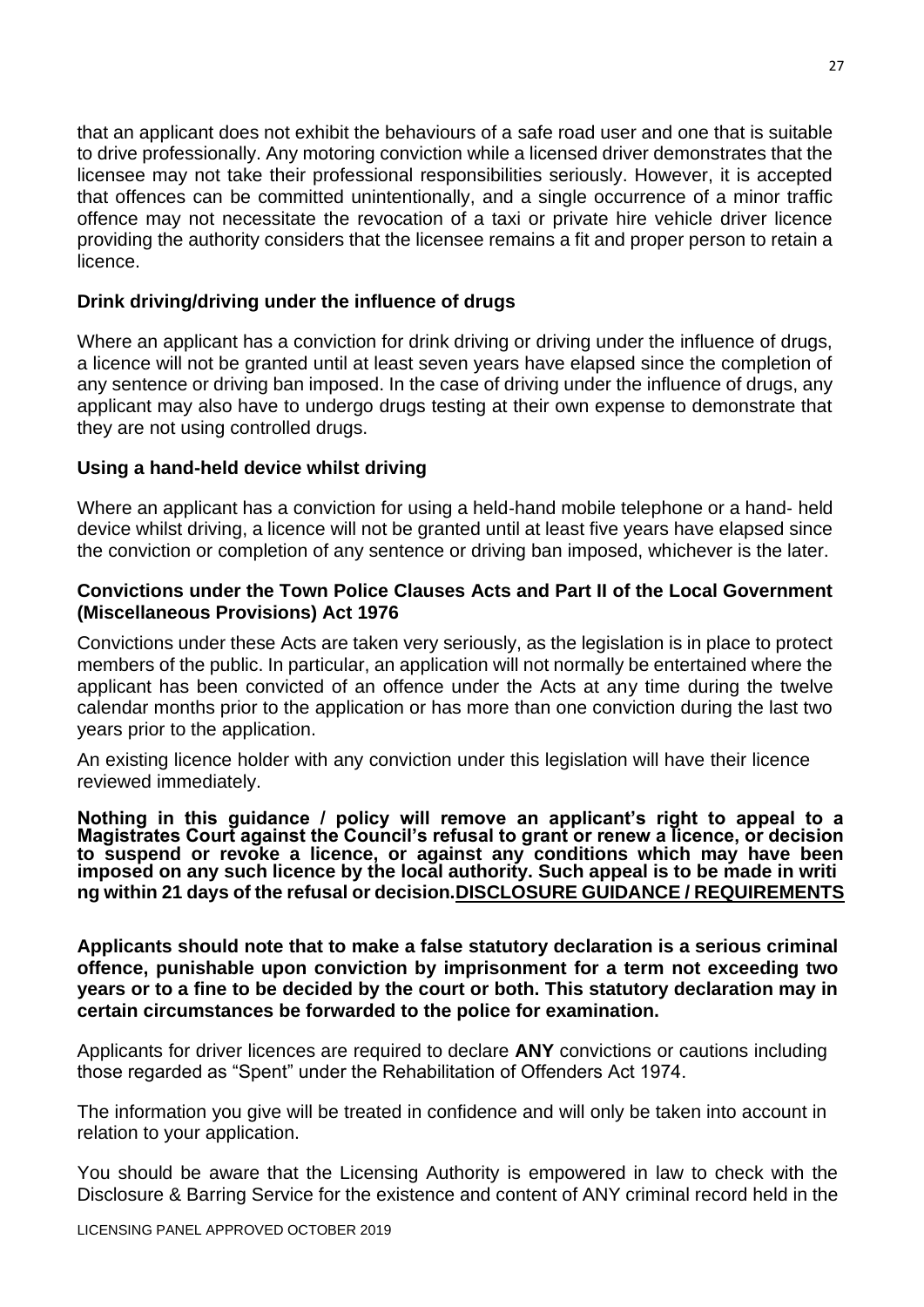that an applicant does not exhibit the behaviours of a safe road user and one that is suitable to drive professionally. Any motoring conviction while a licensed driver demonstrates that the licensee may not take their professional responsibilities seriously. However, it is accepted that offences can be committed unintentionally, and a single occurrence of a minor traffic offence may not necessitate the revocation of a taxi or private hire vehicle driver licence providing the authority considers that the licensee remains a fit and proper person to retain a licence.

**Drink driving/driving under the influence of drugs**

Where an applicant has a conviction for drink driving or driving under the influence of drugs, a licence will not be granted until at least seven years have elapsed since the completion of any sentence or driving ban imposed. In the case of driving under the influence of drugs, any applicant may also have to undergo drugs testing at their own expense to demonstrate that they are not using controlled drugs.

**Using a hand-held device whilst driving**

Where an applicant has a conviction for using a held-hand mobile telephone or a hand- held device whilst driving, a licence will not be granted until at least five years have elapsed since the conviction or completion of any sentence or driving ban imposed, whichever is the later.

**Convictions under the Town Police Clauses Acts and Part II of the Local Government (Miscellaneous Provisions) Act 1976**

Convictions under these Acts are taken very seriously, as the legislation is in place to protect members of the public. In particular, an application will not normally be entertained where the applicant has been convicted of an offence under the Acts at any time during the twelve calendar months prior to the application or has more than one conviction during the last two years prior to the application.

An existing licence holder with any conviction under this legislation will have their licence reviewed immediately.

**Nothing in this guidance / policy will remove an applicant's right to appeal to a Magistrates Court against the Council's refusal to grant or renew a licence, or decision to suspend or revoke a licence, or against any conditions which may have been imposed on any such licence by the local authority. Such appeal is to be made in writing within 21 days of the refusal or decision.**

**DISCLOSURE GUIDANCE / REQUIREMENTS**

**Applicants should note that to make a false statutory declaration is a serious criminal offence, punishable upon conviction by imprisonment for a term not exceeding two years or to a fine to be decided by the court or both. This statutory declaration may in certain circumstances be forwarded to the police for examination.**

Applicants for driver licences are required to declare **ANY** convictions or cautions including those regarded as "Spent" under the Rehabilitation of Offenders Act 1974.

The information you give will be treated in confidence and will only be taken into account in relation to your application.

You should be aware that the Licensing Authority is empowered in law to check with the Disclosure & Barring Service for the existence and content of ANY criminal record held in the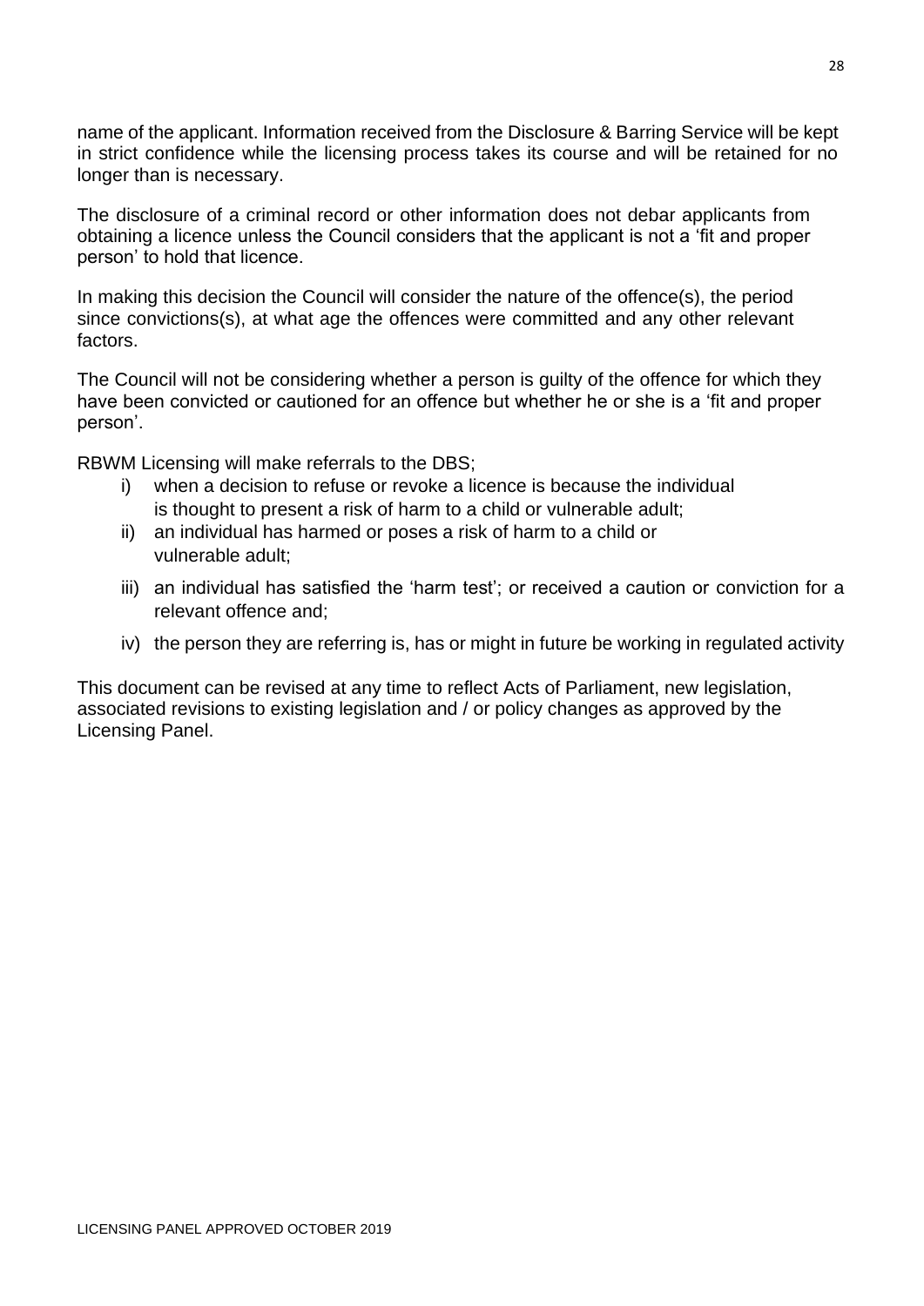name of the applicant. Information received from the Disclosure & Barring Service will be kept in strict confidence while the licensing process takes its course and will be retained for no longer than is necessary.

The disclosure of a criminal record or other information does not debar applicants from obtaining a licence unless the Council considers that the applicant is not a 'fit and proper person' to hold that licence.

In making this decision the Council will consider the nature of the offence(s), the period since convictions(s), at what age the offences were committed and any other relevant factors.

The Council will not be considering whether a person is guilty of the offence for which they have been convicted or cautioned for an offence but whether he or she is a 'fit and proper person'.

RBWM Licensing will make referrals to the DBS;

i) when a decision to refuse or revoke a licence is because the individual is thought to present a risk of harm to a child or vulnerable adult;
ii) an individual has harmed or poses a risk of harm to a child or vulnerable adult;
iii) an individual has satisfied the 'harm test'; or received a caution or conviction for a relevant offence and;
iv) the person they are referring is, has or might in future be working in regulated activity

This document can be revised at any time to reflect Acts of Parliament, new legislation, associated revisions to existing legislation and / or policy changes as approved by the Licensing Panel.